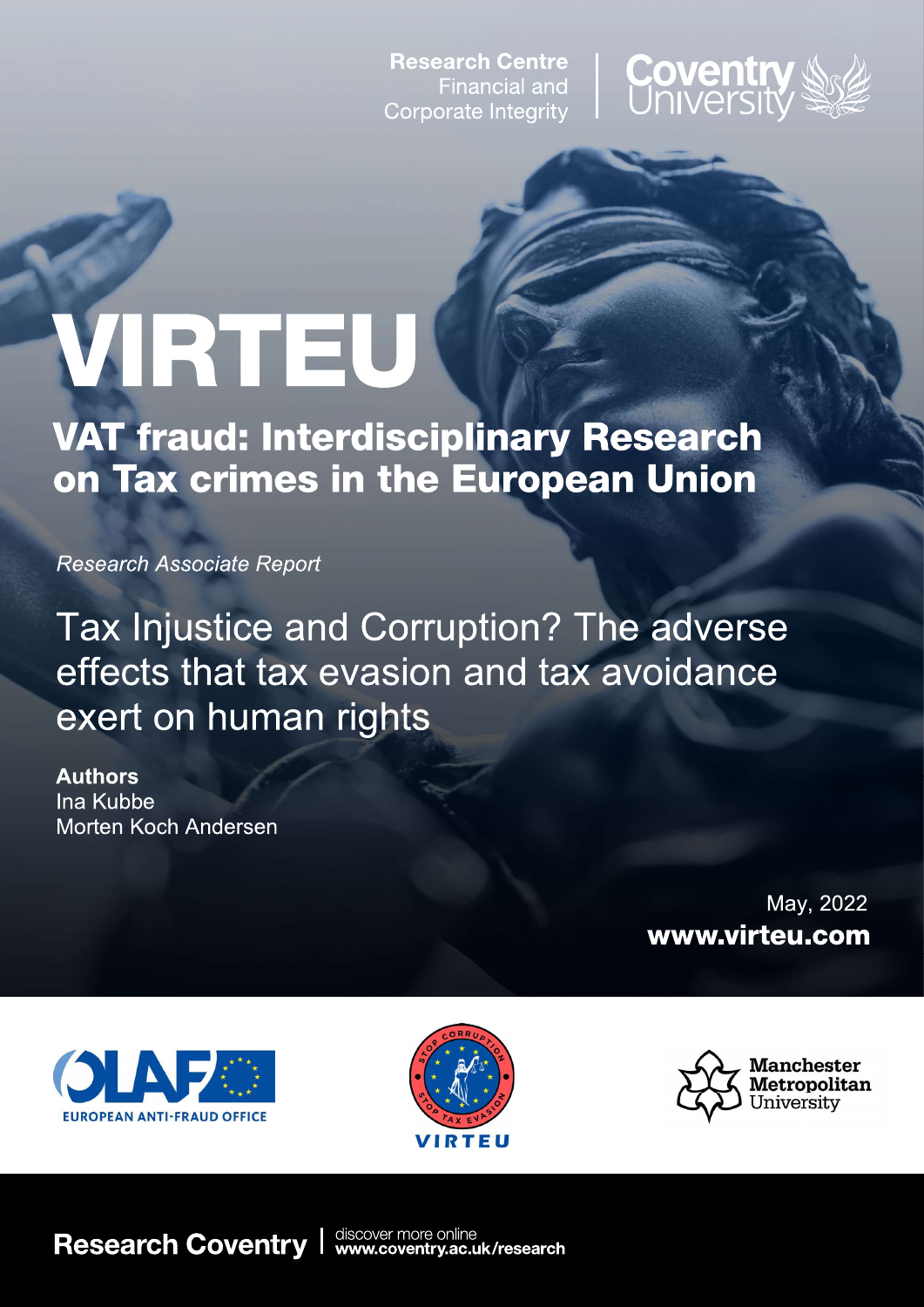Research Centre
Financial and
Corporate Integrity

Coventry University

# VIRTEU

## VAT fraud: Interdisciplinary Research on Tax crimes in the European Union

*Research Associate Report*

# Tax Injustice and Corruption? The adverse effects that tax evasion and tax avoidance exert on human rights

**Authors**
Ina Kubbe
Morten Koch Andersen

May, 2022
**www.virteu.com**

OLAF EUROPEAN ANTI-FRAUD OFFICE

STOP CORRUPTION STOP TAX EVASION VIRTEU

Manchester Metropolitan University

**Research Coventry** | discover more online **www.coventry.ac.uk/research**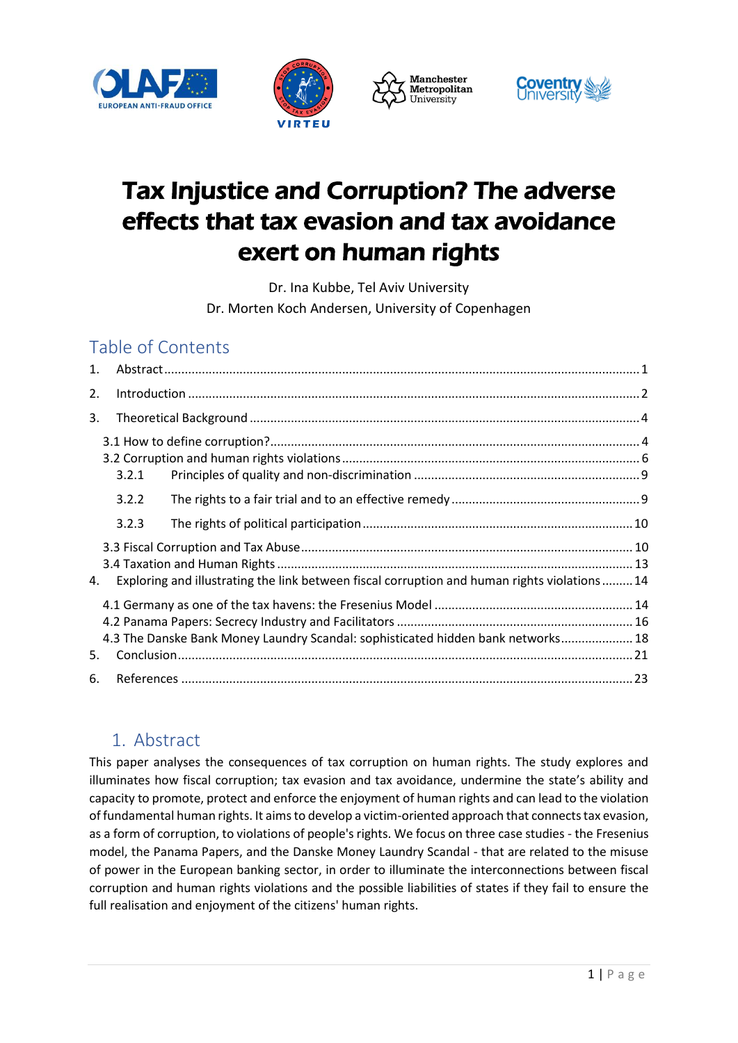# Tax Injustice and Corruption? The adverse effects that tax evasion and tax avoidance exert on human rights

Dr. Ina Kubbe, Tel Aviv University

Dr. Morten Koch Andersen, University of Copenhagen

## Table of Contents

1. Abstract ........ 1
2. Introduction ........ 2
3. Theoretical Background ........ 4
   - 3.1 How to define corruption? ........ 4
   - 3.2 Corruption and human rights violations ........ 6
     - 3.2.1 Principles of quality and non-discrimination ........ 9
     - 3.2.2 The rights to a fair trial and to an effective remedy ........ 9
     - 3.2.3 The rights of political participation ........ 10
   - 3.3 Fiscal Corruption and Tax Abuse ........ 10
   - 3.4 Taxation and Human Rights ........ 13
4. Exploring and illustrating the link between fiscal corruption and human rights violations ........ 14
   - 4.1 Germany as one of the tax havens: the Fresenius Model ........ 14
   - 4.2 Panama Papers: Secrecy Industry and Facilitators ........ 16
   - 4.3 The Danske Bank Money Laundry Scandal: sophisticated hidden bank networks ........ 18
5. Conclusion ........ 21
6. References ........ 23

## 1. Abstract

This paper analyses the consequences of tax corruption on human rights. The study explores and illuminates how fiscal corruption; tax evasion and tax avoidance, undermine the state's ability and capacity to promote, protect and enforce the enjoyment of human rights and can lead to the violation of fundamental human rights. It aims to develop a victim-oriented approach that connects tax evasion, as a form of corruption, to violations of people's rights. We focus on three case studies - the Fresenius model, the Panama Papers, and the Danske Money Laundry Scandal - that are related to the misuse of power in the European banking sector, in order to illuminate the interconnections between fiscal corruption and human rights violations and the possible liabilities of states if they fail to ensure the full realisation and enjoyment of the citizens' human rights.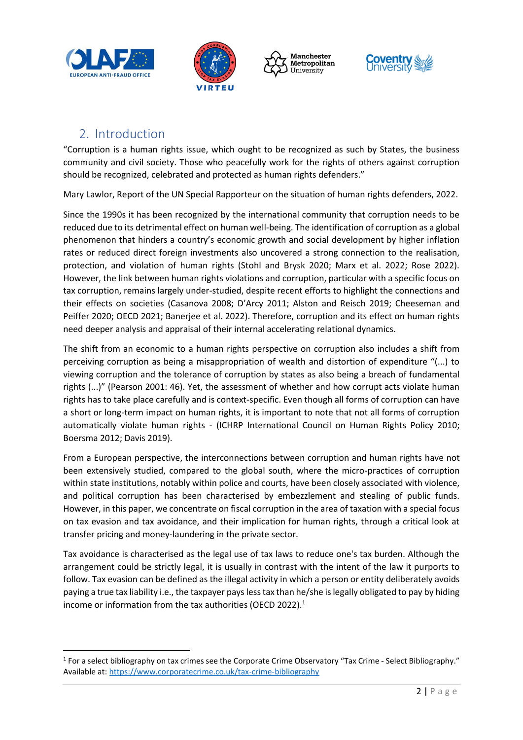## 2. Introduction

"Corruption is a human rights issue, which ought to be recognized as such by States, the business community and civil society. Those who peacefully work for the rights of others against corruption should be recognized, celebrated and protected as human rights defenders."

Mary Lawlor, Report of the UN Special Rapporteur on the situation of human rights defenders, 2022.

Since the 1990s it has been recognized by the international community that corruption needs to be reduced due to its detrimental effect on human well-being. The identification of corruption as a global phenomenon that hinders a country's economic growth and social development by higher inflation rates or reduced direct foreign investments also uncovered a strong connection to the realisation, protection, and violation of human rights (Stohl and Brysk 2020; Marx et al. 2022; Rose 2022). However, the link between human rights violations and corruption, particular with a specific focus on tax corruption, remains largely under-studied, despite recent efforts to highlight the connections and their effects on societies (Casanova 2008; D'Arcy 2011; Alston and Reisch 2019; Cheeseman and Peiffer 2020; OECD 2021; Banerjee et al. 2022). Therefore, corruption and its effect on human rights need deeper analysis and appraisal of their internal accelerating relational dynamics.

The shift from an economic to a human rights perspective on corruption also includes a shift from perceiving corruption as being a misappropriation of wealth and distortion of expenditure "(...) to viewing corruption and the tolerance of corruption by states as also being a breach of fundamental rights (...)" (Pearson 2001: 46). Yet, the assessment of whether and how corrupt acts violate human rights has to take place carefully and is context-specific. Even though all forms of corruption can have a short or long-term impact on human rights, it is important to note that not all forms of corruption automatically violate human rights - (ICHRP International Council on Human Rights Policy 2010; Boersma 2012; Davis 2019).

From a European perspective, the interconnections between corruption and human rights have not been extensively studied, compared to the global south, where the micro-practices of corruption within state institutions, notably within police and courts, have been closely associated with violence, and political corruption has been characterised by embezzlement and stealing of public funds. However, in this paper, we concentrate on fiscal corruption in the area of taxation with a special focus on tax evasion and tax avoidance, and their implication for human rights, through a critical look at transfer pricing and money-laundering in the private sector.

Tax avoidance is characterised as the legal use of tax laws to reduce one's tax burden. Although the arrangement could be strictly legal, it is usually in contrast with the intent of the law it purports to follow. Tax evasion can be defined as the illegal activity in which a person or entity deliberately avoids paying a true tax liability i.e., the taxpayer pays less tax than he/she is legally obligated to pay by hiding income or information from the tax authorities (OECD 2022).[1]

---

[1] For a select bibliography on tax crimes see the Corporate Crime Observatory "Tax Crime - Select Bibliography." Available at: https://www.corporatecrime.co.uk/tax-crime-bibliography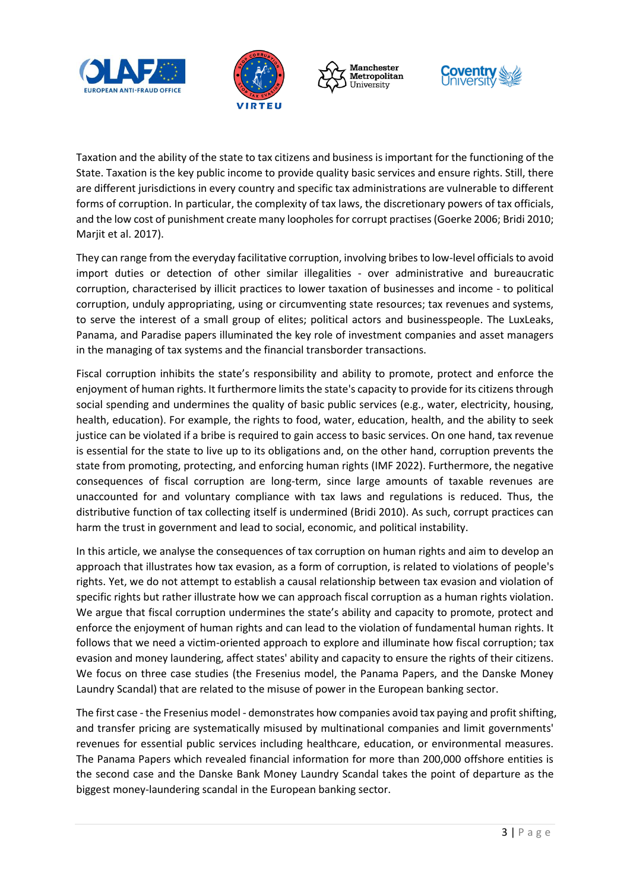Taxation and the ability of the state to tax citizens and business is important for the functioning of the State. Taxation is the key public income to provide quality basic services and ensure rights. Still, there are different jurisdictions in every country and specific tax administrations are vulnerable to different forms of corruption. In particular, the complexity of tax laws, the discretionary powers of tax officials, and the low cost of punishment create many loopholes for corrupt practises (Goerke 2006; Bridi 2010; Marjit et al. 2017).

They can range from the everyday facilitative corruption, involving bribes to low-level officials to avoid import duties or detection of other similar illegalities - over administrative and bureaucratic corruption, characterised by illicit practices to lower taxation of businesses and income - to political corruption, unduly appropriating, using or circumventing state resources; tax revenues and systems, to serve the interest of a small group of elites; political actors and businesspeople. The LuxLeaks, Panama, and Paradise papers illuminated the key role of investment companies and asset managers in the managing of tax systems and the financial transborder transactions.

Fiscal corruption inhibits the state's responsibility and ability to promote, protect and enforce the enjoyment of human rights. It furthermore limits the state's capacity to provide for its citizens through social spending and undermines the quality of basic public services (e.g., water, electricity, housing, health, education). For example, the rights to food, water, education, health, and the ability to seek justice can be violated if a bribe is required to gain access to basic services. On one hand, tax revenue is essential for the state to live up to its obligations and, on the other hand, corruption prevents the state from promoting, protecting, and enforcing human rights (IMF 2022). Furthermore, the negative consequences of fiscal corruption are long-term, since large amounts of taxable revenues are unaccounted for and voluntary compliance with tax laws and regulations is reduced. Thus, the distributive function of tax collecting itself is undermined (Bridi 2010). As such, corrupt practices can harm the trust in government and lead to social, economic, and political instability.

In this article, we analyse the consequences of tax corruption on human rights and aim to develop an approach that illustrates how tax evasion, as a form of corruption, is related to violations of people's rights. Yet, we do not attempt to establish a causal relationship between tax evasion and violation of specific rights but rather illustrate how we can approach fiscal corruption as a human rights violation. We argue that fiscal corruption undermines the state's ability and capacity to promote, protect and enforce the enjoyment of human rights and can lead to the violation of fundamental human rights. It follows that we need a victim-oriented approach to explore and illuminate how fiscal corruption; tax evasion and money laundering, affect states' ability and capacity to ensure the rights of their citizens. We focus on three case studies (the Fresenius model, the Panama Papers, and the Danske Money Laundry Scandal) that are related to the misuse of power in the European banking sector.

The first case - the Fresenius model - demonstrates how companies avoid tax paying and profit shifting, and transfer pricing are systematically misused by multinational companies and limit governments' revenues for essential public services including healthcare, education, or environmental measures. The Panama Papers which revealed financial information for more than 200,000 offshore entities is the second case and the Danske Bank Money Laundry Scandal takes the point of departure as the biggest money-laundering scandal in the European banking sector.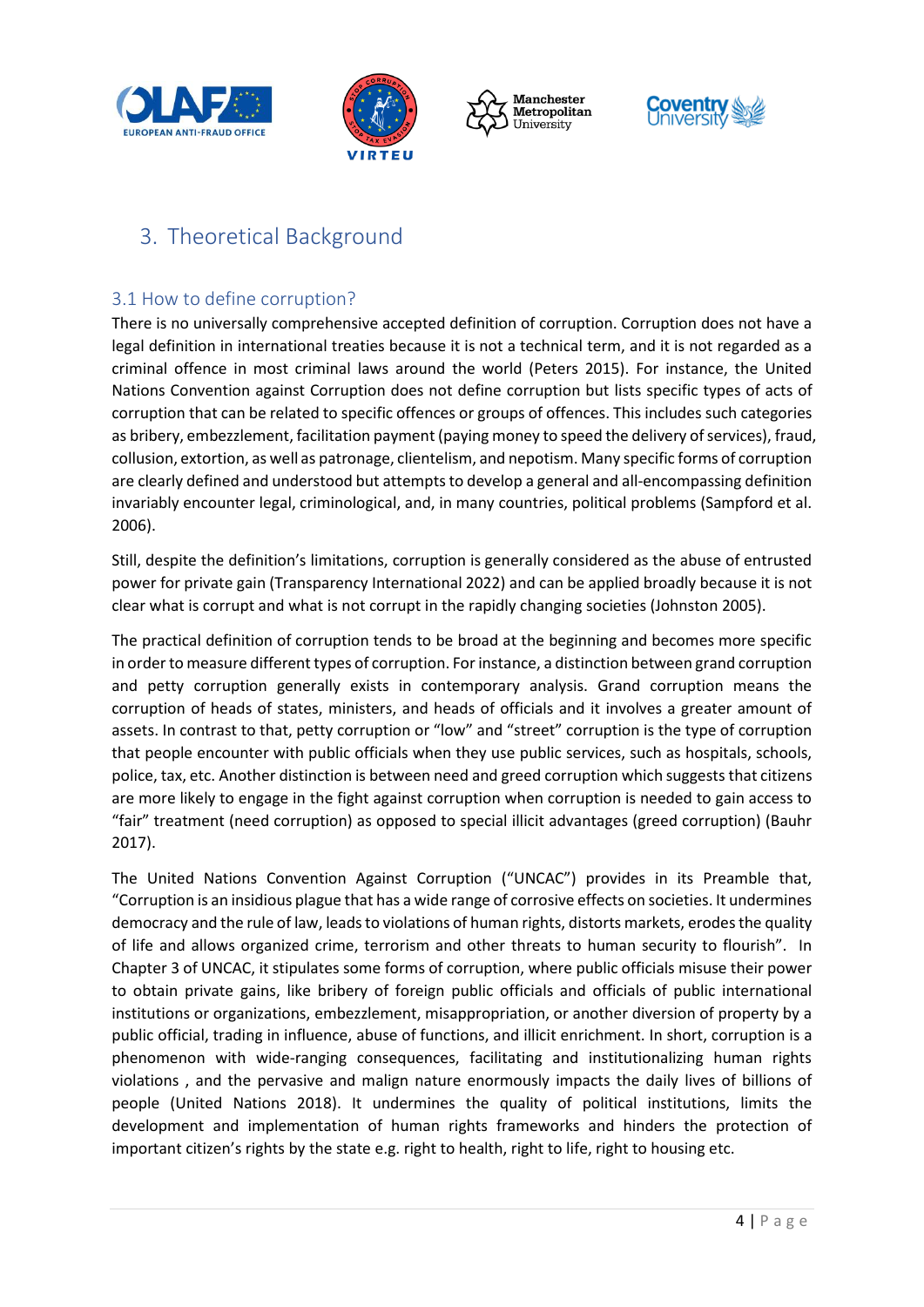## 3. Theoretical Background

### 3.1 How to define corruption?

There is no universally comprehensive accepted definition of corruption. Corruption does not have a legal definition in international treaties because it is not a technical term, and it is not regarded as a criminal offence in most criminal laws around the world (Peters 2015). For instance, the United Nations Convention against Corruption does not define corruption but lists specific types of acts of corruption that can be related to specific offences or groups of offences. This includes such categories as bribery, embezzlement, facilitation payment (paying money to speed the delivery of services), fraud, collusion, extortion, as well as patronage, clientelism, and nepotism. Many specific forms of corruption are clearly defined and understood but attempts to develop a general and all-encompassing definition invariably encounter legal, criminological, and, in many countries, political problems (Sampford et al. 2006).

Still, despite the definition's limitations, corruption is generally considered as the abuse of entrusted power for private gain (Transparency International 2022) and can be applied broadly because it is not clear what is corrupt and what is not corrupt in the rapidly changing societies (Johnston 2005).

The practical definition of corruption tends to be broad at the beginning and becomes more specific in order to measure different types of corruption. For instance, a distinction between grand corruption and petty corruption generally exists in contemporary analysis. Grand corruption means the corruption of heads of states, ministers, and heads of officials and it involves a greater amount of assets. In contrast to that, petty corruption or "low" and "street" corruption is the type of corruption that people encounter with public officials when they use public services, such as hospitals, schools, police, tax, etc. Another distinction is between need and greed corruption which suggests that citizens are more likely to engage in the fight against corruption when corruption is needed to gain access to "fair" treatment (need corruption) as opposed to special illicit advantages (greed corruption) (Bauhr 2017).

The United Nations Convention Against Corruption ("UNCAC") provides in its Preamble that, "Corruption is an insidious plague that has a wide range of corrosive effects on societies. It undermines democracy and the rule of law, leads to violations of human rights, distorts markets, erodes the quality of life and allows organized crime, terrorism and other threats to human security to flourish". In Chapter 3 of UNCAC, it stipulates some forms of corruption, where public officials misuse their power to obtain private gains, like bribery of foreign public officials and officials of public international institutions or organizations, embezzlement, misappropriation, or another diversion of property by a public official, trading in influence, abuse of functions, and illicit enrichment. In short, corruption is a phenomenon with wide-ranging consequences, facilitating and institutionalizing human rights violations , and the pervasive and malign nature enormously impacts the daily lives of billions of people (United Nations 2018). It undermines the quality of political institutions, limits the development and implementation of human rights frameworks and hinders the protection of important citizen's rights by the state e.g. right to health, right to life, right to housing etc.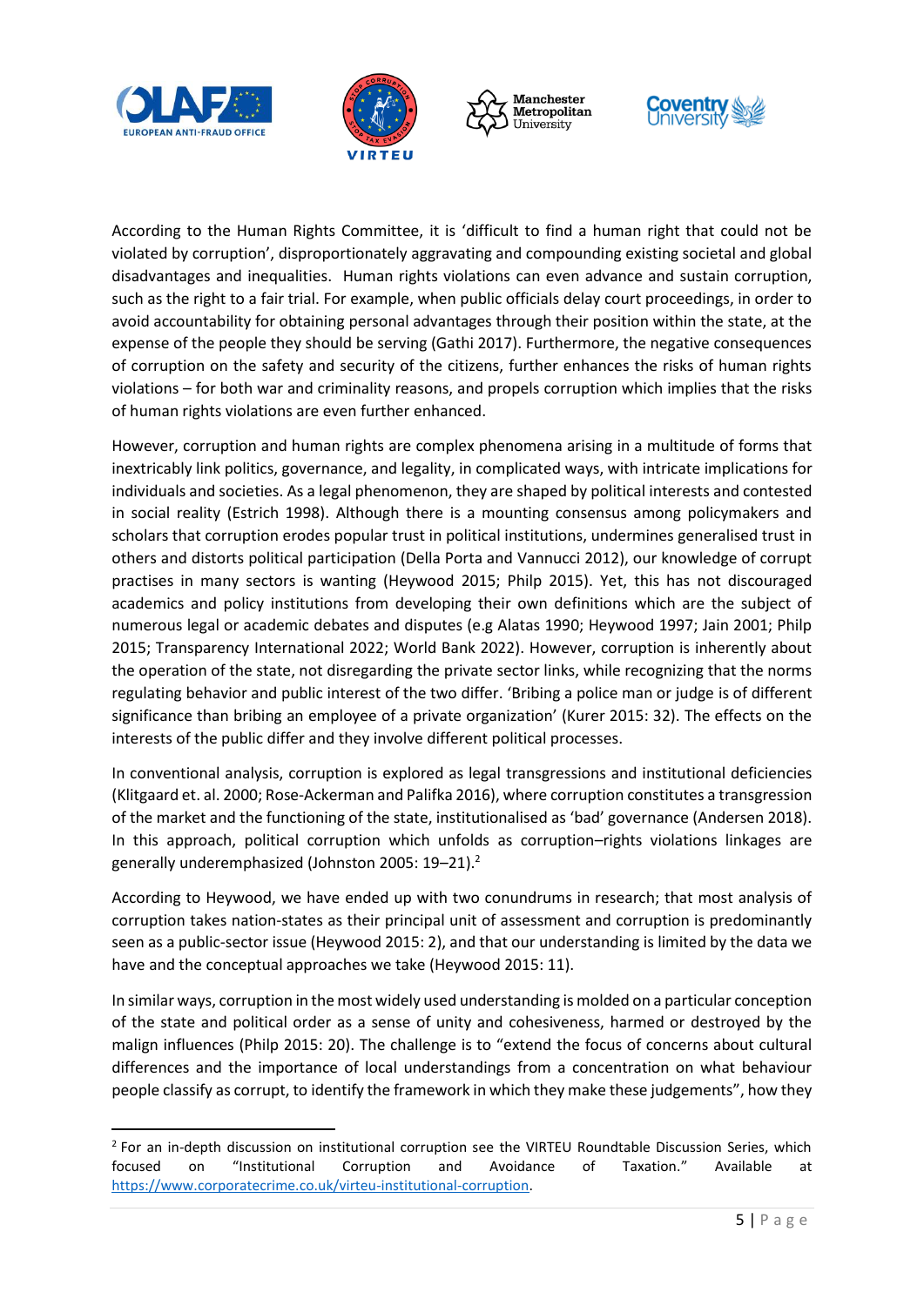According to the Human Rights Committee, it is 'difficult to find a human right that could not be violated by corruption', disproportionately aggravating and compounding existing societal and global disadvantages and inequalities. Human rights violations can even advance and sustain corruption, such as the right to a fair trial. For example, when public officials delay court proceedings, in order to avoid accountability for obtaining personal advantages through their position within the state, at the expense of the people they should be serving (Gathi 2017). Furthermore, the negative consequences of corruption on the safety and security of the citizens, further enhances the risks of human rights violations – for both war and criminality reasons, and propels corruption which implies that the risks of human rights violations are even further enhanced.

However, corruption and human rights are complex phenomena arising in a multitude of forms that inextricably link politics, governance, and legality, in complicated ways, with intricate implications for individuals and societies. As a legal phenomenon, they are shaped by political interests and contested in social reality (Estrich 1998). Although there is a mounting consensus among policymakers and scholars that corruption erodes popular trust in political institutions, undermines generalised trust in others and distorts political participation (Della Porta and Vannucci 2012), our knowledge of corrupt practises in many sectors is wanting (Heywood 2015; Philp 2015). Yet, this has not discouraged academics and policy institutions from developing their own definitions which are the subject of numerous legal or academic debates and disputes (e.g Alatas 1990; Heywood 1997; Jain 2001; Philp 2015; Transparency International 2022; World Bank 2022). However, corruption is inherently about the operation of the state, not disregarding the private sector links, while recognizing that the norms regulating behavior and public interest of the two differ. 'Bribing a police man or judge is of different significance than bribing an employee of a private organization' (Kurer 2015: 32). The effects on the interests of the public differ and they involve different political processes.

In conventional analysis, corruption is explored as legal transgressions and institutional deficiencies (Klitgaard et. al. 2000; Rose-Ackerman and Palifka 2016), where corruption constitutes a transgression of the market and the functioning of the state, institutionalised as 'bad' governance (Andersen 2018). In this approach, political corruption which unfolds as corruption–rights violations linkages are generally underemphasized (Johnston 2005: 19–21).[2]

According to Heywood, we have ended up with two conundrums in research; that most analysis of corruption takes nation-states as their principal unit of assessment and corruption is predominantly seen as a public-sector issue (Heywood 2015: 2), and that our understanding is limited by the data we have and the conceptual approaches we take (Heywood 2015: 11).

In similar ways, corruption in the most widely used understanding is molded on a particular conception of the state and political order as a sense of unity and cohesiveness, harmed or destroyed by the malign influences (Philp 2015: 20). The challenge is to "extend the focus of concerns about cultural differences and the importance of local understandings from a concentration on what behaviour people classify as corrupt, to identify the framework in which they make these judgements", how they

---

[2] For an in-depth discussion on institutional corruption see the VIRTEU Roundtable Discussion Series, which focused on "Institutional Corruption and Avoidance of Taxation." Available at https://www.corporatecrime.co.uk/virteu-institutional-corruption.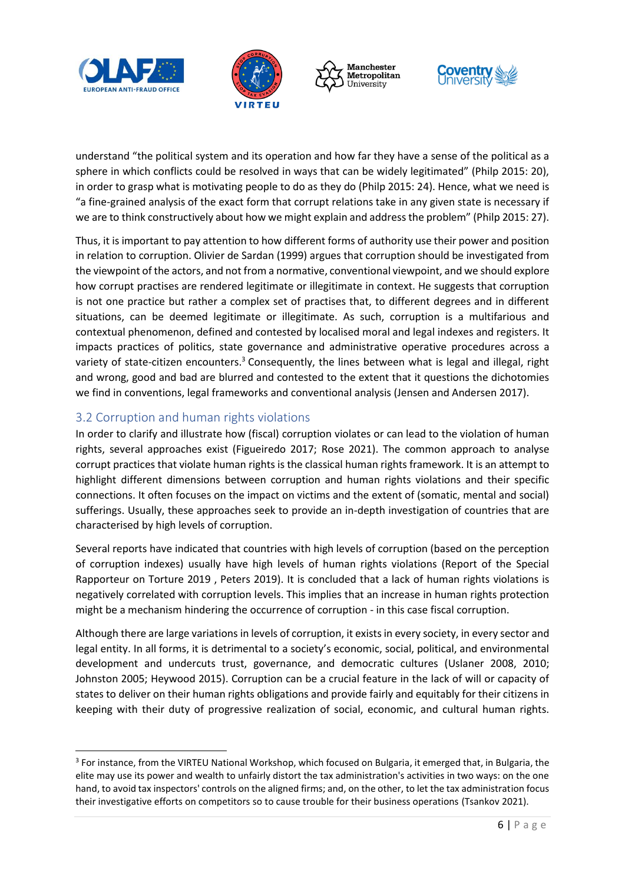understand “the political system and its operation and how far they have a sense of the political as a sphere in which conflicts could be resolved in ways that can be widely legitimated” (Philp 2015: 20), in order to grasp what is motivating people to do as they do (Philp 2015: 24). Hence, what we need is “a fine-grained analysis of the exact form that corrupt relations take in any given state is necessary if we are to think constructively about how we might explain and address the problem” (Philp 2015: 27).

Thus, it is important to pay attention to how different forms of authority use their power and position in relation to corruption. Olivier de Sardan (1999) argues that corruption should be investigated from the viewpoint of the actors, and not from a normative, conventional viewpoint, and we should explore how corrupt practises are rendered legitimate or illegitimate in context. He suggests that corruption is not one practice but rather a complex set of practises that, to different degrees and in different situations, can be deemed legitimate or illegitimate. As such, corruption is a multifarious and contextual phenomenon, defined and contested by localised moral and legal indexes and registers. It impacts practices of politics, state governance and administrative operative procedures across a variety of state-citizen encounters.[3] Consequently, the lines between what is legal and illegal, right and wrong, good and bad are blurred and contested to the extent that it questions the dichotomies we find in conventions, legal frameworks and conventional analysis (Jensen and Andersen 2017).

## 3.2 Corruption and human rights violations

In order to clarify and illustrate how (fiscal) corruption violates or can lead to the violation of human rights, several approaches exist (Figueiredo 2017; Rose 2021). The common approach to analyse corrupt practices that violate human rights is the classical human rights framework. It is an attempt to highlight different dimensions between corruption and human rights violations and their specific connections. It often focuses on the impact on victims and the extent of (somatic, mental and social) sufferings. Usually, these approaches seek to provide an in-depth investigation of countries that are characterised by high levels of corruption.

Several reports have indicated that countries with high levels of corruption (based on the perception of corruption indexes) usually have high levels of human rights violations (Report of the Special Rapporteur on Torture 2019 , Peters 2019). It is concluded that a lack of human rights violations is negatively correlated with corruption levels. This implies that an increase in human rights protection might be a mechanism hindering the occurrence of corruption - in this case fiscal corruption.

Although there are large variations in levels of corruption, it exists in every society, in every sector and legal entity. In all forms, it is detrimental to a society’s economic, social, political, and environmental development and undercuts trust, governance, and democratic cultures (Uslaner 2008, 2010; Johnston 2005; Heywood 2015). Corruption can be a crucial feature in the lack of will or capacity of states to deliver on their human rights obligations and provide fairly and equitably for their citizens in keeping with their duty of progressive realization of social, economic, and cultural human rights.

---

[3] For instance, from the VIRTEU National Workshop, which focused on Bulgaria, it emerged that, in Bulgaria, the elite may use its power and wealth to unfairly distort the tax administration's activities in two ways: on the one hand, to avoid tax inspectors' controls on the aligned firms; and, on the other, to let the tax administration focus their investigative efforts on competitors so to cause trouble for their business operations (Tsankov 2021).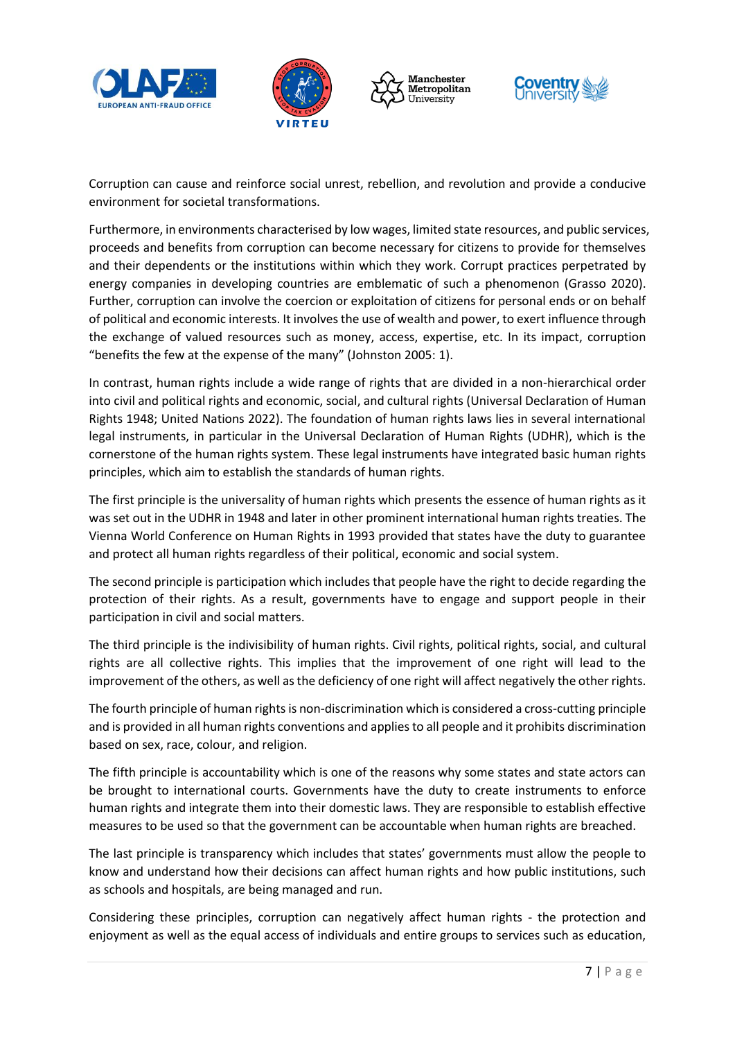Corruption can cause and reinforce social unrest, rebellion, and revolution and provide a conducive environment for societal transformations.

Furthermore, in environments characterised by low wages, limited state resources, and public services, proceeds and benefits from corruption can become necessary for citizens to provide for themselves and their dependents or the institutions within which they work. Corrupt practices perpetrated by energy companies in developing countries are emblematic of such a phenomenon (Grasso 2020). Further, corruption can involve the coercion or exploitation of citizens for personal ends or on behalf of political and economic interests. It involves the use of wealth and power, to exert influence through the exchange of valued resources such as money, access, expertise, etc. In its impact, corruption "benefits the few at the expense of the many" (Johnston 2005: 1).

In contrast, human rights include a wide range of rights that are divided in a non-hierarchical order into civil and political rights and economic, social, and cultural rights (Universal Declaration of Human Rights 1948; United Nations 2022). The foundation of human rights laws lies in several international legal instruments, in particular in the Universal Declaration of Human Rights (UDHR), which is the cornerstone of the human rights system. These legal instruments have integrated basic human rights principles, which aim to establish the standards of human rights.

The first principle is the universality of human rights which presents the essence of human rights as it was set out in the UDHR in 1948 and later in other prominent international human rights treaties. The Vienna World Conference on Human Rights in 1993 provided that states have the duty to guarantee and protect all human rights regardless of their political, economic and social system.

The second principle is participation which includes that people have the right to decide regarding the protection of their rights. As a result, governments have to engage and support people in their participation in civil and social matters.

The third principle is the indivisibility of human rights. Civil rights, political rights, social, and cultural rights are all collective rights. This implies that the improvement of one right will lead to the improvement of the others, as well as the deficiency of one right will affect negatively the other rights.

The fourth principle of human rights is non-discrimination which is considered a cross-cutting principle and is provided in all human rights conventions and applies to all people and it prohibits discrimination based on sex, race, colour, and religion.

The fifth principle is accountability which is one of the reasons why some states and state actors can be brought to international courts. Governments have the duty to create instruments to enforce human rights and integrate them into their domestic laws. They are responsible to establish effective measures to be used so that the government can be accountable when human rights are breached.

The last principle is transparency which includes that states' governments must allow the people to know and understand how their decisions can affect human rights and how public institutions, such as schools and hospitals, are being managed and run.

Considering these principles, corruption can negatively affect human rights - the protection and enjoyment as well as the equal access of individuals and entire groups to services such as education,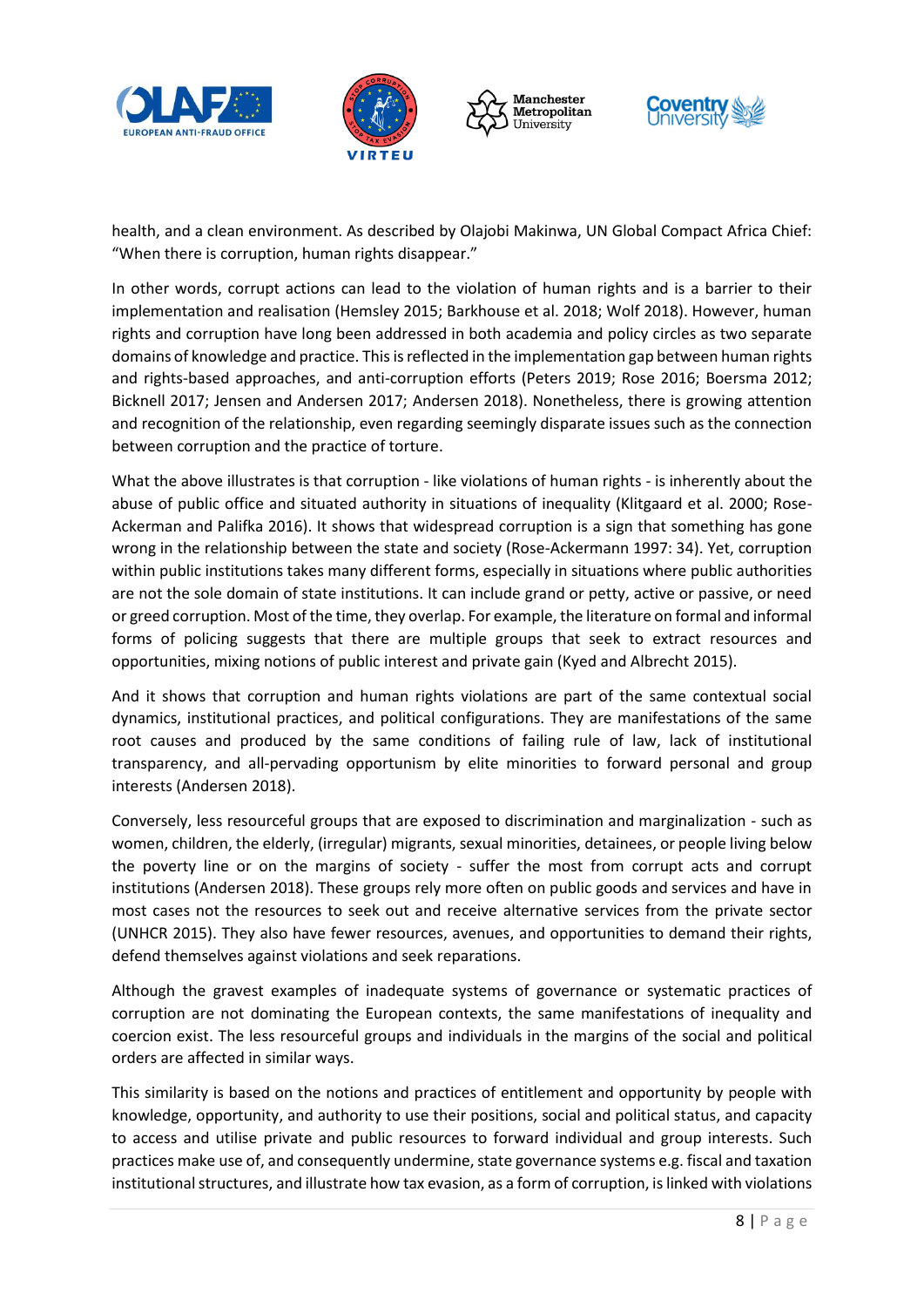health, and a clean environment. As described by Olajobi Makinwa, UN Global Compact Africa Chief: "When there is corruption, human rights disappear."

In other words, corrupt actions can lead to the violation of human rights and is a barrier to their implementation and realisation (Hemsley 2015; Barkhouse et al. 2018; Wolf 2018). However, human rights and corruption have long been addressed in both academia and policy circles as two separate domains of knowledge and practice. This is reflected in the implementation gap between human rights and rights-based approaches, and anti-corruption efforts (Peters 2019; Rose 2016; Boersma 2012; Bicknell 2017; Jensen and Andersen 2017; Andersen 2018). Nonetheless, there is growing attention and recognition of the relationship, even regarding seemingly disparate issues such as the connection between corruption and the practice of torture.

What the above illustrates is that corruption - like violations of human rights - is inherently about the abuse of public office and situated authority in situations of inequality (Klitgaard et al. 2000; Rose-Ackerman and Palifka 2016). It shows that widespread corruption is a sign that something has gone wrong in the relationship between the state and society (Rose-Ackermann 1997: 34). Yet, corruption within public institutions takes many different forms, especially in situations where public authorities are not the sole domain of state institutions. It can include grand or petty, active or passive, or need or greed corruption. Most of the time, they overlap. For example, the literature on formal and informal forms of policing suggests that there are multiple groups that seek to extract resources and opportunities, mixing notions of public interest and private gain (Kyed and Albrecht 2015).

And it shows that corruption and human rights violations are part of the same contextual social dynamics, institutional practices, and political configurations. They are manifestations of the same root causes and produced by the same conditions of failing rule of law, lack of institutional transparency, and all-pervading opportunism by elite minorities to forward personal and group interests (Andersen 2018).

Conversely, less resourceful groups that are exposed to discrimination and marginalization - such as women, children, the elderly, (irregular) migrants, sexual minorities, detainees, or people living below the poverty line or on the margins of society - suffer the most from corrupt acts and corrupt institutions (Andersen 2018). These groups rely more often on public goods and services and have in most cases not the resources to seek out and receive alternative services from the private sector (UNHCR 2015). They also have fewer resources, avenues, and opportunities to demand their rights, defend themselves against violations and seek reparations.

Although the gravest examples of inadequate systems of governance or systematic practices of corruption are not dominating the European contexts, the same manifestations of inequality and coercion exist. The less resourceful groups and individuals in the margins of the social and political orders are affected in similar ways.

This similarity is based on the notions and practices of entitlement and opportunity by people with knowledge, opportunity, and authority to use their positions, social and political status, and capacity to access and utilise private and public resources to forward individual and group interests. Such practices make use of, and consequently undermine, state governance systems e.g. fiscal and taxation institutional structures, and illustrate how tax evasion, as a form of corruption, is linked with violations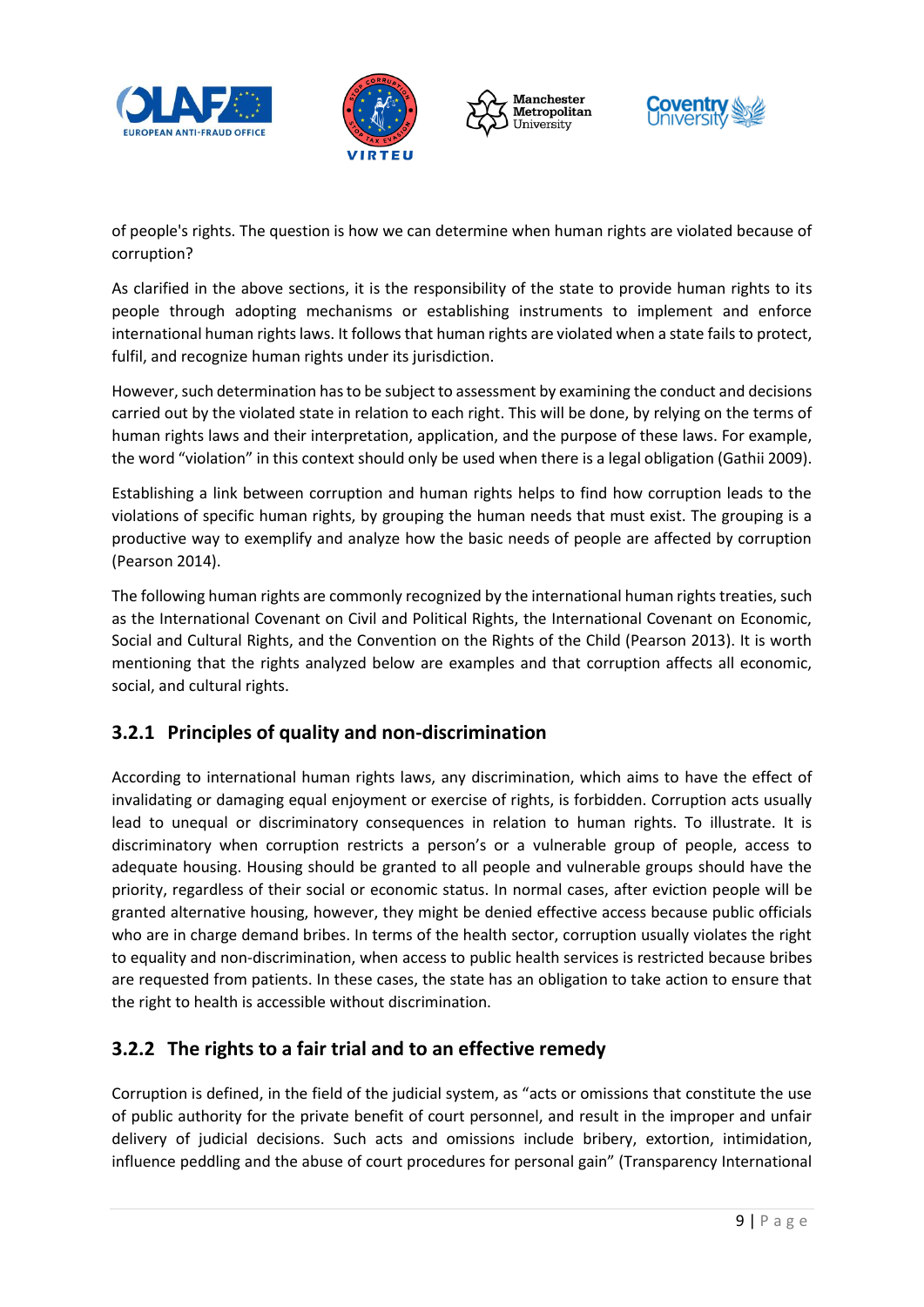of people's rights. The question is how we can determine when human rights are violated because of corruption?

As clarified in the above sections, it is the responsibility of the state to provide human rights to its people through adopting mechanisms or establishing instruments to implement and enforce international human rights laws. It follows that human rights are violated when a state fails to protect, fulfil, and recognize human rights under its jurisdiction.

However, such determination has to be subject to assessment by examining the conduct and decisions carried out by the violated state in relation to each right. This will be done, by relying on the terms of human rights laws and their interpretation, application, and the purpose of these laws. For example, the word "violation" in this context should only be used when there is a legal obligation (Gathii 2009).

Establishing a link between corruption and human rights helps to find how corruption leads to the violations of specific human rights, by grouping the human needs that must exist. The grouping is a productive way to exemplify and analyze how the basic needs of people are affected by corruption (Pearson 2014).

The following human rights are commonly recognized by the international human rights treaties, such as the International Covenant on Civil and Political Rights, the International Covenant on Economic, Social and Cultural Rights, and the Convention on the Rights of the Child (Pearson 2013). It is worth mentioning that the rights analyzed below are examples and that corruption affects all economic, social, and cultural rights.

### 3.2.1 Principles of quality and non-discrimination

According to international human rights laws, any discrimination, which aims to have the effect of invalidating or damaging equal enjoyment or exercise of rights, is forbidden. Corruption acts usually lead to unequal or discriminatory consequences in relation to human rights. To illustrate. It is discriminatory when corruption restricts a person's or a vulnerable group of people, access to adequate housing. Housing should be granted to all people and vulnerable groups should have the priority, regardless of their social or economic status. In normal cases, after eviction people will be granted alternative housing, however, they might be denied effective access because public officials who are in charge demand bribes. In terms of the health sector, corruption usually violates the right to equality and non-discrimination, when access to public health services is restricted because bribes are requested from patients. In these cases, the state has an obligation to take action to ensure that the right to health is accessible without discrimination.

### 3.2.2 The rights to a fair trial and to an effective remedy

Corruption is defined, in the field of the judicial system, as "acts or omissions that constitute the use of public authority for the private benefit of court personnel, and result in the improper and unfair delivery of judicial decisions. Such acts and omissions include bribery, extortion, intimidation, influence peddling and the abuse of court procedures for personal gain" (Transparency International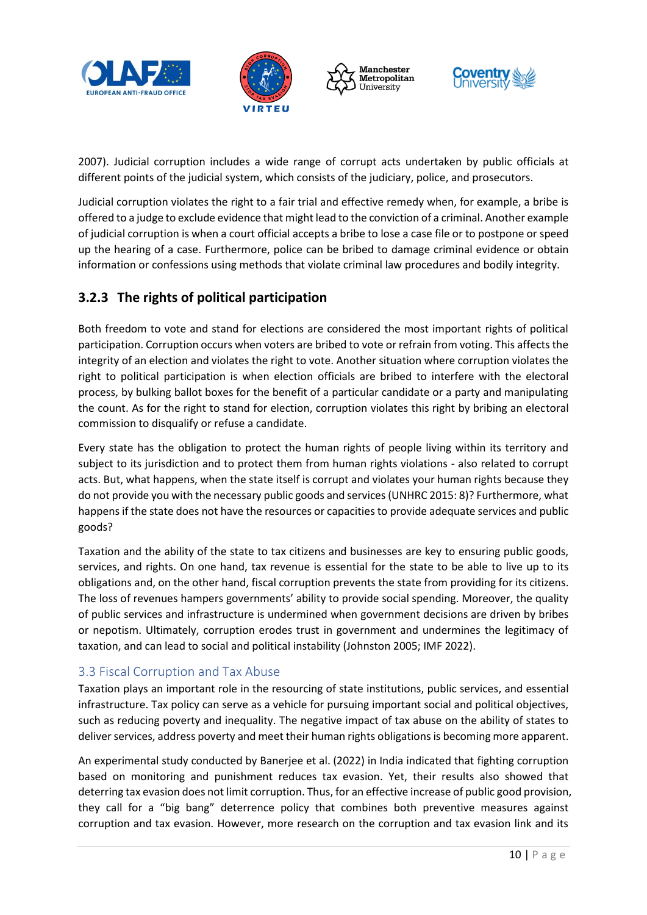2007). Judicial corruption includes a wide range of corrupt acts undertaken by public officials at different points of the judicial system, which consists of the judiciary, police, and prosecutors.

Judicial corruption violates the right to a fair trial and effective remedy when, for example, a bribe is offered to a judge to exclude evidence that might lead to the conviction of a criminal. Another example of judicial corruption is when a court official accepts a bribe to lose a case file or to postpone or speed up the hearing of a case. Furthermore, police can be bribed to damage criminal evidence or obtain information or confessions using methods that violate criminal law procedures and bodily integrity.

### 3.2.3 The rights of political participation

Both freedom to vote and stand for elections are considered the most important rights of political participation. Corruption occurs when voters are bribed to vote or refrain from voting. This affects the integrity of an election and violates the right to vote. Another situation where corruption violates the right to political participation is when election officials are bribed to interfere with the electoral process, by bulking ballot boxes for the benefit of a particular candidate or a party and manipulating the count. As for the right to stand for election, corruption violates this right by bribing an electoral commission to disqualify or refuse a candidate.

Every state has the obligation to protect the human rights of people living within its territory and subject to its jurisdiction and to protect them from human rights violations - also related to corrupt acts. But, what happens, when the state itself is corrupt and violates your human rights because they do not provide you with the necessary public goods and services (UNHRC 2015: 8)? Furthermore, what happens if the state does not have the resources or capacities to provide adequate services and public goods?

Taxation and the ability of the state to tax citizens and businesses are key to ensuring public goods, services, and rights. On one hand, tax revenue is essential for the state to be able to live up to its obligations and, on the other hand, fiscal corruption prevents the state from providing for its citizens. The loss of revenues hampers governments' ability to provide social spending. Moreover, the quality of public services and infrastructure is undermined when government decisions are driven by bribes or nepotism. Ultimately, corruption erodes trust in government and undermines the legitimacy of taxation, and can lead to social and political instability (Johnston 2005; IMF 2022).

## 3.3 Fiscal Corruption and Tax Abuse

Taxation plays an important role in the resourcing of state institutions, public services, and essential infrastructure. Tax policy can serve as a vehicle for pursuing important social and political objectives, such as reducing poverty and inequality. The negative impact of tax abuse on the ability of states to deliver services, address poverty and meet their human rights obligations is becoming more apparent.

An experimental study conducted by Banerjee et al. (2022) in India indicated that fighting corruption based on monitoring and punishment reduces tax evasion. Yet, their results also showed that deterring tax evasion does not limit corruption. Thus, for an effective increase of public good provision, they call for a "big bang" deterrence policy that combines both preventive measures against corruption and tax evasion. However, more research on the corruption and tax evasion link and its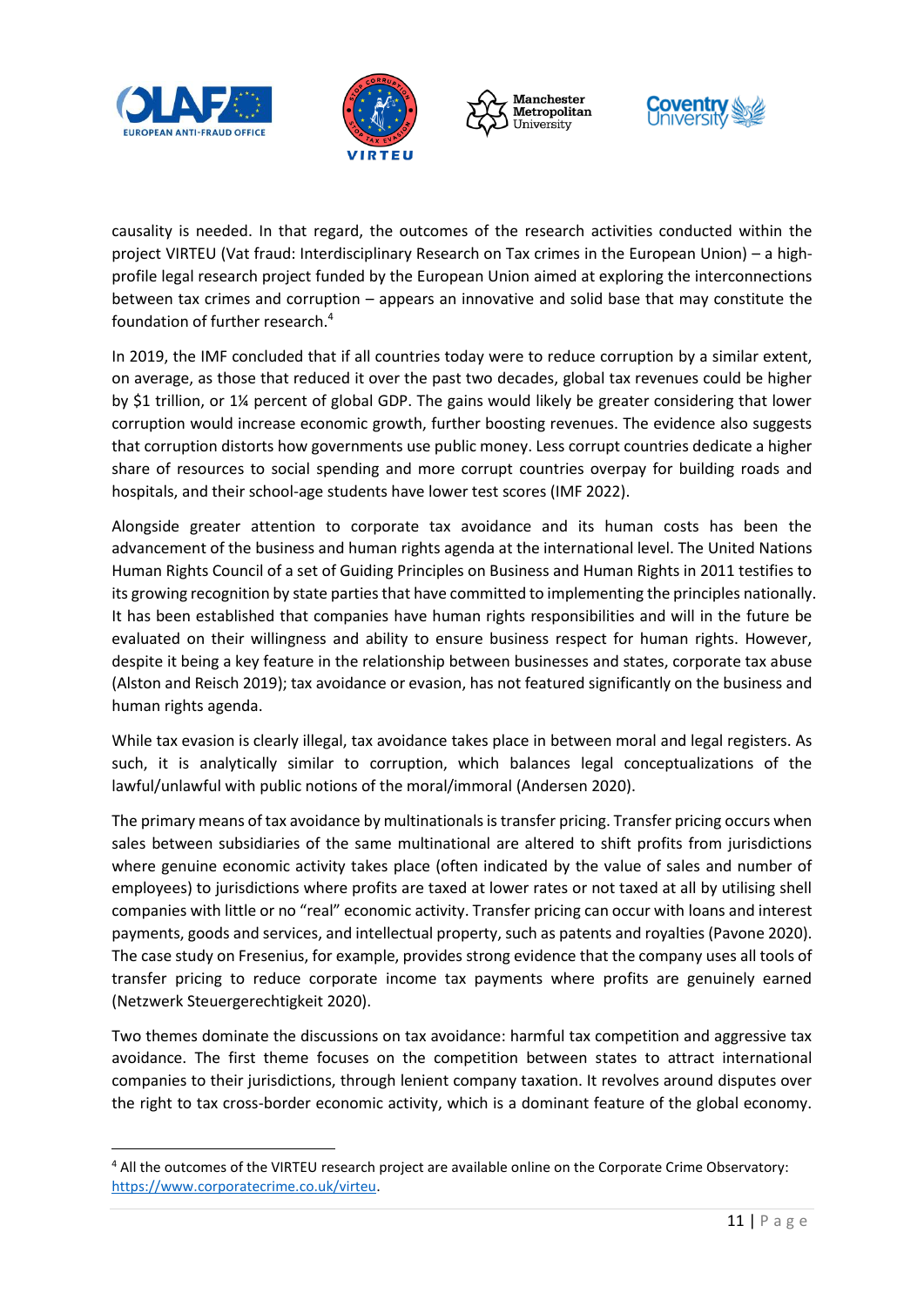causality is needed. In that regard, the outcomes of the research activities conducted within the project VIRTEU (Vat fraud: Interdisciplinary Research on Tax crimes in the European Union) – a high-profile legal research project funded by the European Union aimed at exploring the interconnections between tax crimes and corruption – appears an innovative and solid base that may constitute the foundation of further research.[4]

In 2019, the IMF concluded that if all countries today were to reduce corruption by a similar extent, on average, as those that reduced it over the past two decades, global tax revenues could be higher by $1 trillion, or 1¼ percent of global GDP. The gains would likely be greater considering that lower corruption would increase economic growth, further boosting revenues. The evidence also suggests that corruption distorts how governments use public money. Less corrupt countries dedicate a higher share of resources to social spending and more corrupt countries overpay for building roads and hospitals, and their school-age students have lower test scores (IMF 2022).

Alongside greater attention to corporate tax avoidance and its human costs has been the advancement of the business and human rights agenda at the international level. The United Nations Human Rights Council of a set of Guiding Principles on Business and Human Rights in 2011 testifies to its growing recognition by state parties that have committed to implementing the principles nationally. It has been established that companies have human rights responsibilities and will in the future be evaluated on their willingness and ability to ensure business respect for human rights. However, despite it being a key feature in the relationship between businesses and states, corporate tax abuse (Alston and Reisch 2019); tax avoidance or evasion, has not featured significantly on the business and human rights agenda.

While tax evasion is clearly illegal, tax avoidance takes place in between moral and legal registers. As such, it is analytically similar to corruption, which balances legal conceptualizations of the lawful/unlawful with public notions of the moral/immoral (Andersen 2020).

The primary means of tax avoidance by multinationals is transfer pricing. Transfer pricing occurs when sales between subsidiaries of the same multinational are altered to shift profits from jurisdictions where genuine economic activity takes place (often indicated by the value of sales and number of employees) to jurisdictions where profits are taxed at lower rates or not taxed at all by utilising shell companies with little or no "real" economic activity. Transfer pricing can occur with loans and interest payments, goods and services, and intellectual property, such as patents and royalties (Pavone 2020). The case study on Fresenius, for example, provides strong evidence that the company uses all tools of transfer pricing to reduce corporate income tax payments where profits are genuinely earned (Netzwerk Steuergerechtigkeit 2020).

Two themes dominate the discussions on tax avoidance: harmful tax competition and aggressive tax avoidance. The first theme focuses on the competition between states to attract international companies to their jurisdictions, through lenient company taxation. It revolves around disputes over the right to tax cross-border economic activity, which is a dominant feature of the global economy.

---

[4] All the outcomes of the VIRTEU research project are available online on the Corporate Crime Observatory: https://www.corporatecrime.co.uk/virteu.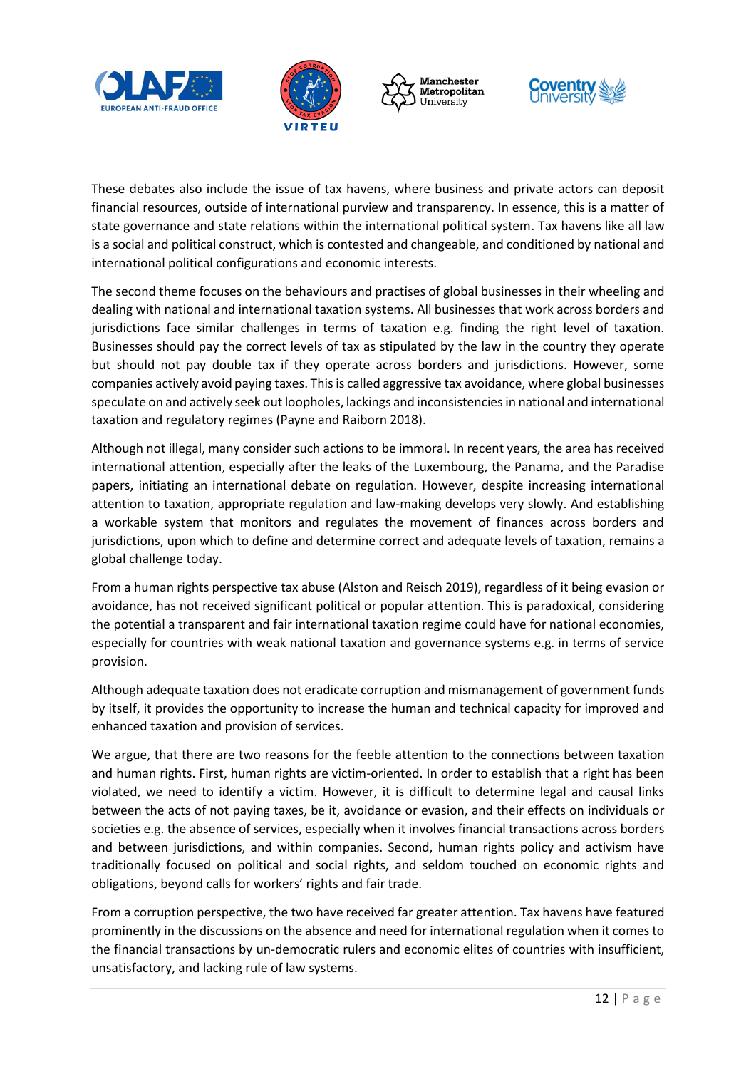These debates also include the issue of tax havens, where business and private actors can deposit financial resources, outside of international purview and transparency. In essence, this is a matter of state governance and state relations within the international political system. Tax havens like all law is a social and political construct, which is contested and changeable, and conditioned by national and international political configurations and economic interests.

The second theme focuses on the behaviours and practises of global businesses in their wheeling and dealing with national and international taxation systems. All businesses that work across borders and jurisdictions face similar challenges in terms of taxation e.g. finding the right level of taxation. Businesses should pay the correct levels of tax as stipulated by the law in the country they operate but should not pay double tax if they operate across borders and jurisdictions. However, some companies actively avoid paying taxes. This is called aggressive tax avoidance, where global businesses speculate on and actively seek out loopholes, lackings and inconsistencies in national and international taxation and regulatory regimes (Payne and Raiborn 2018).

Although not illegal, many consider such actions to be immoral. In recent years, the area has received international attention, especially after the leaks of the Luxembourg, the Panama, and the Paradise papers, initiating an international debate on regulation. However, despite increasing international attention to taxation, appropriate regulation and law-making develops very slowly. And establishing a workable system that monitors and regulates the movement of finances across borders and jurisdictions, upon which to define and determine correct and adequate levels of taxation, remains a global challenge today.

From a human rights perspective tax abuse (Alston and Reisch 2019), regardless of it being evasion or avoidance, has not received significant political or popular attention. This is paradoxical, considering the potential a transparent and fair international taxation regime could have for national economies, especially for countries with weak national taxation and governance systems e.g. in terms of service provision.

Although adequate taxation does not eradicate corruption and mismanagement of government funds by itself, it provides the opportunity to increase the human and technical capacity for improved and enhanced taxation and provision of services.

We argue, that there are two reasons for the feeble attention to the connections between taxation and human rights. First, human rights are victim-oriented. In order to establish that a right has been violated, we need to identify a victim. However, it is difficult to determine legal and causal links between the acts of not paying taxes, be it, avoidance or evasion, and their effects on individuals or societies e.g. the absence of services, especially when it involves financial transactions across borders and between jurisdictions, and within companies. Second, human rights policy and activism have traditionally focused on political and social rights, and seldom touched on economic rights and obligations, beyond calls for workers' rights and fair trade.

From a corruption perspective, the two have received far greater attention. Tax havens have featured prominently in the discussions on the absence and need for international regulation when it comes to the financial transactions by un-democratic rulers and economic elites of countries with insufficient, unsatisfactory, and lacking rule of law systems.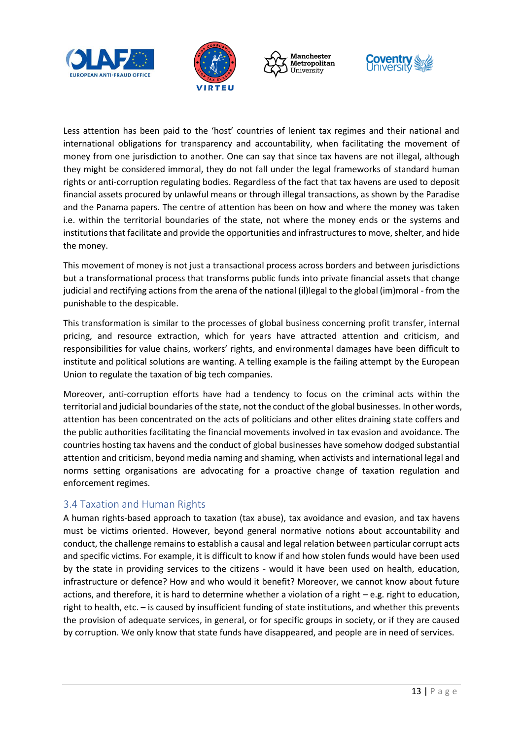Less attention has been paid to the 'host' countries of lenient tax regimes and their national and international obligations for transparency and accountability, when facilitating the movement of money from one jurisdiction to another. One can say that since tax havens are not illegal, although they might be considered immoral, they do not fall under the legal frameworks of standard human rights or anti-corruption regulating bodies. Regardless of the fact that tax havens are used to deposit financial assets procured by unlawful means or through illegal transactions, as shown by the Paradise and the Panama papers. The centre of attention has been on how and where the money was taken i.e. within the territorial boundaries of the state, not where the money ends or the systems and institutions that facilitate and provide the opportunities and infrastructures to move, shelter, and hide the money.

This movement of money is not just a transactional process across borders and between jurisdictions but a transformational process that transforms public funds into private financial assets that change judicial and rectifying actions from the arena of the national (il)legal to the global (im)moral - from the punishable to the despicable.

This transformation is similar to the processes of global business concerning profit transfer, internal pricing, and resource extraction, which for years have attracted attention and criticism, and responsibilities for value chains, workers' rights, and environmental damages have been difficult to institute and political solutions are wanting. A telling example is the failing attempt by the European Union to regulate the taxation of big tech companies.

Moreover, anti-corruption efforts have had a tendency to focus on the criminal acts within the territorial and judicial boundaries of the state, not the conduct of the global businesses. In other words, attention has been concentrated on the acts of politicians and other elites draining state coffers and the public authorities facilitating the financial movements involved in tax evasion and avoidance. The countries hosting tax havens and the conduct of global businesses have somehow dodged substantial attention and criticism, beyond media naming and shaming, when activists and international legal and norms setting organisations are advocating for a proactive change of taxation regulation and enforcement regimes.

## 3.4 Taxation and Human Rights

A human rights-based approach to taxation (tax abuse), tax avoidance and evasion, and tax havens must be victims oriented. However, beyond general normative notions about accountability and conduct, the challenge remains to establish a causal and legal relation between particular corrupt acts and specific victims. For example, it is difficult to know if and how stolen funds would have been used by the state in providing services to the citizens - would it have been used on health, education, infrastructure or defence? How and who would it benefit? Moreover, we cannot know about future actions, and therefore, it is hard to determine whether a violation of a right – e.g. right to education, right to health, etc. – is caused by insufficient funding of state institutions, and whether this prevents the provision of adequate services, in general, or for specific groups in society, or if they are caused by corruption. We only know that state funds have disappeared, and people are in need of services.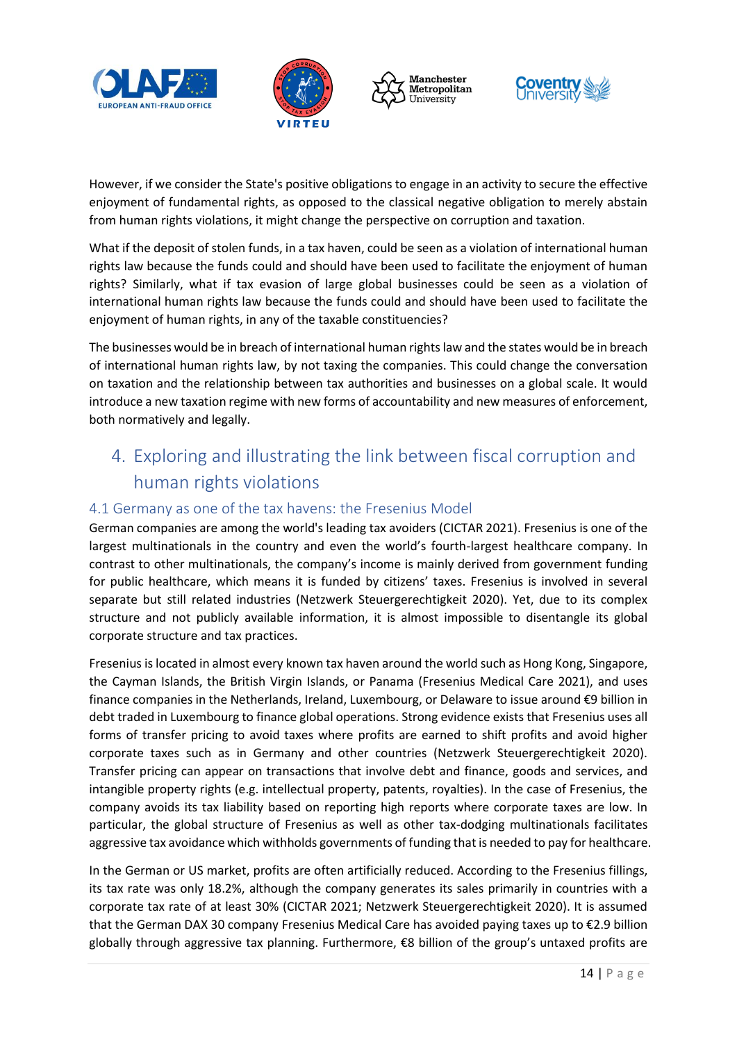However, if we consider the State's positive obligations to engage in an activity to secure the effective enjoyment of fundamental rights, as opposed to the classical negative obligation to merely abstain from human rights violations, it might change the perspective on corruption and taxation.

What if the deposit of stolen funds, in a tax haven, could be seen as a violation of international human rights law because the funds could and should have been used to facilitate the enjoyment of human rights? Similarly, what if tax evasion of large global businesses could be seen as a violation of international human rights law because the funds could and should have been used to facilitate the enjoyment of human rights, in any of the taxable constituencies?

The businesses would be in breach of international human rights law and the states would be in breach of international human rights law, by not taxing the companies. This could change the conversation on taxation and the relationship between tax authorities and businesses on a global scale. It would introduce a new taxation regime with new forms of accountability and new measures of enforcement, both normatively and legally.

# 4. Exploring and illustrating the link between fiscal corruption and human rights violations

## 4.1 Germany as one of the tax havens: the Fresenius Model

German companies are among the world's leading tax avoiders (CICTAR 2021). Fresenius is one of the largest multinationals in the country and even the world's fourth-largest healthcare company. In contrast to other multinationals, the company's income is mainly derived from government funding for public healthcare, which means it is funded by citizens' taxes. Fresenius is involved in several separate but still related industries (Netzwerk Steuergerechtigkeit 2020). Yet, due to its complex structure and not publicly available information, it is almost impossible to disentangle its global corporate structure and tax practices.

Fresenius is located in almost every known tax haven around the world such as Hong Kong, Singapore, the Cayman Islands, the British Virgin Islands, or Panama (Fresenius Medical Care 2021), and uses finance companies in the Netherlands, Ireland, Luxembourg, or Delaware to issue around €9 billion in debt traded in Luxembourg to finance global operations. Strong evidence exists that Fresenius uses all forms of transfer pricing to avoid taxes where profits are earned to shift profits and avoid higher corporate taxes such as in Germany and other countries (Netzwerk Steuergerechtigkeit 2020). Transfer pricing can appear on transactions that involve debt and finance, goods and services, and intangible property rights (e.g. intellectual property, patents, royalties). In the case of Fresenius, the company avoids its tax liability based on reporting high reports where corporate taxes are low. In particular, the global structure of Fresenius as well as other tax-dodging multinationals facilitates aggressive tax avoidance which withholds governments of funding that is needed to pay for healthcare.

In the German or US market, profits are often artificially reduced. According to the Fresenius fillings, its tax rate was only 18.2%, although the company generates its sales primarily in countries with a corporate tax rate of at least 30% (CICTAR 2021; Netzwerk Steuergerechtigkeit 2020). It is assumed that the German DAX 30 company Fresenius Medical Care has avoided paying taxes up to €2.9 billion globally through aggressive tax planning. Furthermore, €8 billion of the group's untaxed profits are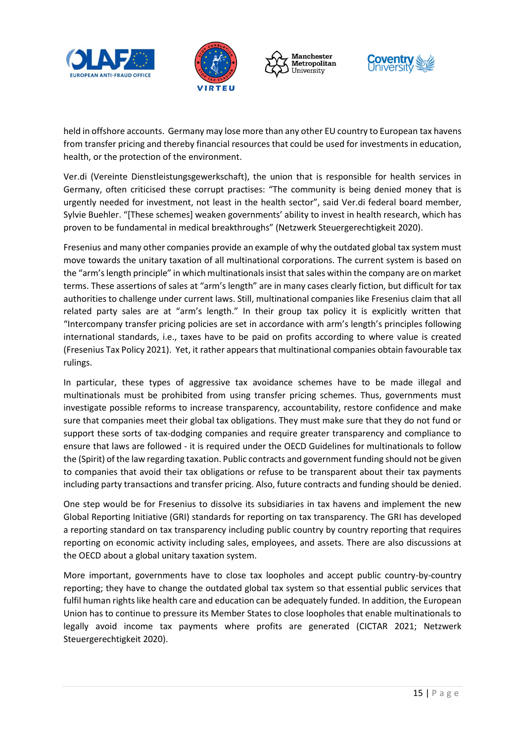held in offshore accounts. Germany may lose more than any other EU country to European tax havens from transfer pricing and thereby financial resources that could be used for investments in education, health, or the protection of the environment.

Ver.di (Vereinte Dienstleistungsgewerkschaft), the union that is responsible for health services in Germany, often criticised these corrupt practises: "The community is being denied money that is urgently needed for investment, not least in the health sector", said Ver.di federal board member, Sylvie Buehler. "[These schemes] weaken governments' ability to invest in health research, which has proven to be fundamental in medical breakthroughs" (Netzwerk Steuergerechtigkeit 2020).

Fresenius and many other companies provide an example of why the outdated global tax system must move towards the unitary taxation of all multinational corporations. The current system is based on the "arm's length principle" in which multinationals insist that sales within the company are on market terms. These assertions of sales at "arm's length" are in many cases clearly fiction, but difficult for tax authorities to challenge under current laws. Still, multinational companies like Fresenius claim that all related party sales are at "arm's length." In their group tax policy it is explicitly written that "Intercompany transfer pricing policies are set in accordance with arm's length's principles following international standards, i.e., taxes have to be paid on profits according to where value is created (Fresenius Tax Policy 2021). Yet, it rather appears that multinational companies obtain favourable tax rulings.

In particular, these types of aggressive tax avoidance schemes have to be made illegal and multinationals must be prohibited from using transfer pricing schemes. Thus, governments must investigate possible reforms to increase transparency, accountability, restore confidence and make sure that companies meet their global tax obligations. They must make sure that they do not fund or support these sorts of tax-dodging companies and require greater transparency and compliance to ensure that laws are followed - it is required under the OECD Guidelines for multinationals to follow the (Spirit) of the law regarding taxation. Public contracts and government funding should not be given to companies that avoid their tax obligations or refuse to be transparent about their tax payments including party transactions and transfer pricing. Also, future contracts and funding should be denied.

One step would be for Fresenius to dissolve its subsidiaries in tax havens and implement the new Global Reporting Initiative (GRI) standards for reporting on tax transparency. The GRI has developed a reporting standard on tax transparency including public country by country reporting that requires reporting on economic activity including sales, employees, and assets. There are also discussions at the OECD about a global unitary taxation system.

More important, governments have to close tax loopholes and accept public country-by-country reporting; they have to change the outdated global tax system so that essential public services that fulfil human rights like health care and education can be adequately funded. In addition, the European Union has to continue to pressure its Member States to close loopholes that enable multinationals to legally avoid income tax payments where profits are generated (CICTAR 2021; Netzwerk Steuergerechtigkeit 2020).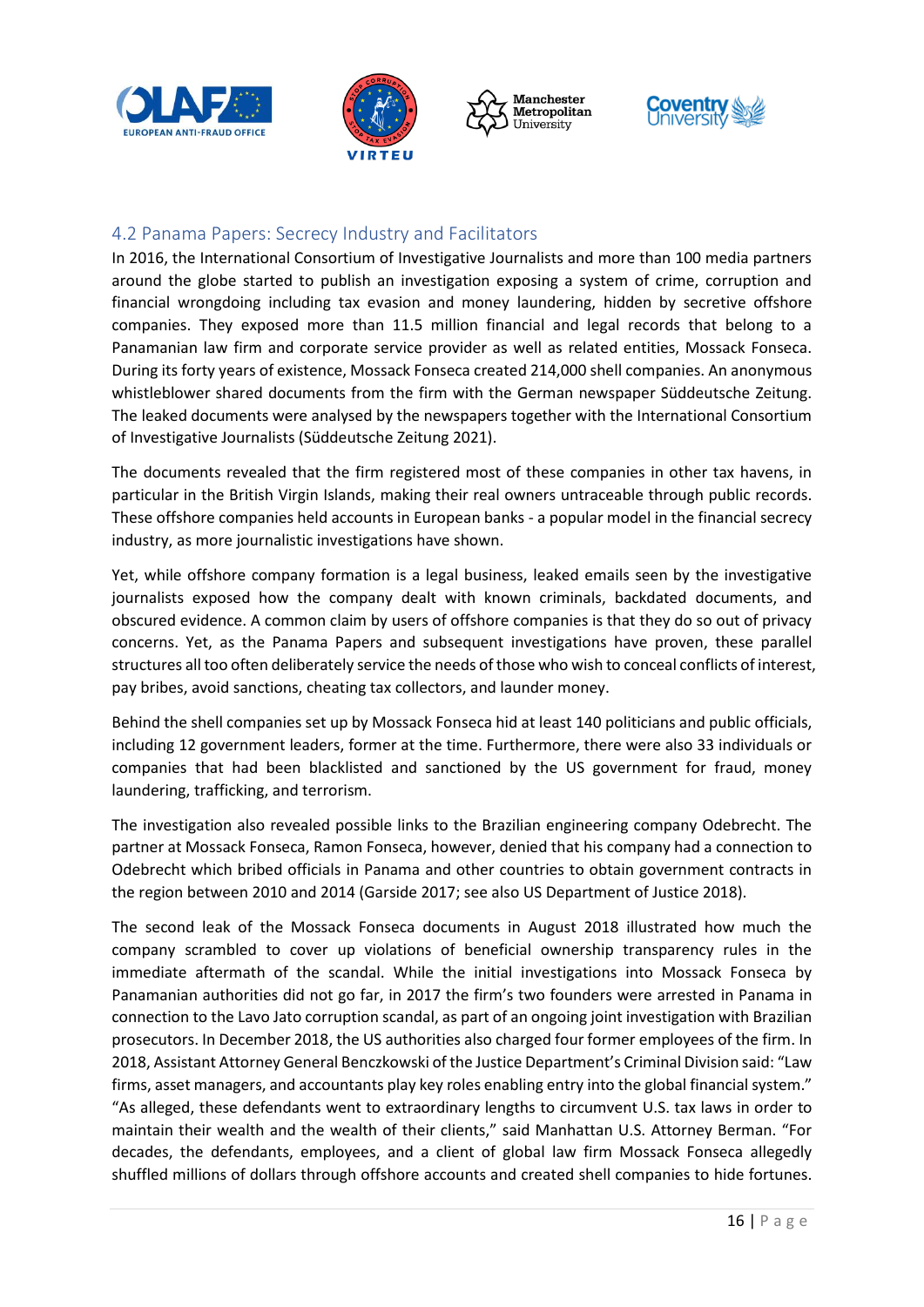## 4.2 Panama Papers: Secrecy Industry and Facilitators

In 2016, the International Consortium of Investigative Journalists and more than 100 media partners around the globe started to publish an investigation exposing a system of crime, corruption and financial wrongdoing including tax evasion and money laundering, hidden by secretive offshore companies. They exposed more than 11.5 million financial and legal records that belong to a Panamanian law firm and corporate service provider as well as related entities, Mossack Fonseca. During its forty years of existence, Mossack Fonseca created 214,000 shell companies. An anonymous whistleblower shared documents from the firm with the German newspaper Süddeutsche Zeitung. The leaked documents were analysed by the newspapers together with the International Consortium of Investigative Journalists (Süddeutsche Zeitung 2021).

The documents revealed that the firm registered most of these companies in other tax havens, in particular in the British Virgin Islands, making their real owners untraceable through public records. These offshore companies held accounts in European banks - a popular model in the financial secrecy industry, as more journalistic investigations have shown.

Yet, while offshore company formation is a legal business, leaked emails seen by the investigative journalists exposed how the company dealt with known criminals, backdated documents, and obscured evidence. A common claim by users of offshore companies is that they do so out of privacy concerns. Yet, as the Panama Papers and subsequent investigations have proven, these parallel structures all too often deliberately service the needs of those who wish to conceal conflicts of interest, pay bribes, avoid sanctions, cheating tax collectors, and launder money.

Behind the shell companies set up by Mossack Fonseca hid at least 140 politicians and public officials, including 12 government leaders, former at the time. Furthermore, there were also 33 individuals or companies that had been blacklisted and sanctioned by the US government for fraud, money laundering, trafficking, and terrorism.

The investigation also revealed possible links to the Brazilian engineering company Odebrecht. The partner at Mossack Fonseca, Ramon Fonseca, however, denied that his company had a connection to Odebrecht which bribed officials in Panama and other countries to obtain government contracts in the region between 2010 and 2014 (Garside 2017; see also US Department of Justice 2018).

The second leak of the Mossack Fonseca documents in August 2018 illustrated how much the company scrambled to cover up violations of beneficial ownership transparency rules in the immediate aftermath of the scandal. While the initial investigations into Mossack Fonseca by Panamanian authorities did not go far, in 2017 the firm's two founders were arrested in Panama in connection to the Lavo Jato corruption scandal, as part of an ongoing joint investigation with Brazilian prosecutors. In December 2018, the US authorities also charged four former employees of the firm. In 2018, Assistant Attorney General Benczkowski of the Justice Department's Criminal Division said: "Law firms, asset managers, and accountants play key roles enabling entry into the global financial system." "As alleged, these defendants went to extraordinary lengths to circumvent U.S. tax laws in order to maintain their wealth and the wealth of their clients," said Manhattan U.S. Attorney Berman. "For decades, the defendants, employees, and a client of global law firm Mossack Fonseca allegedly shuffled millions of dollars through offshore accounts and created shell companies to hide fortunes.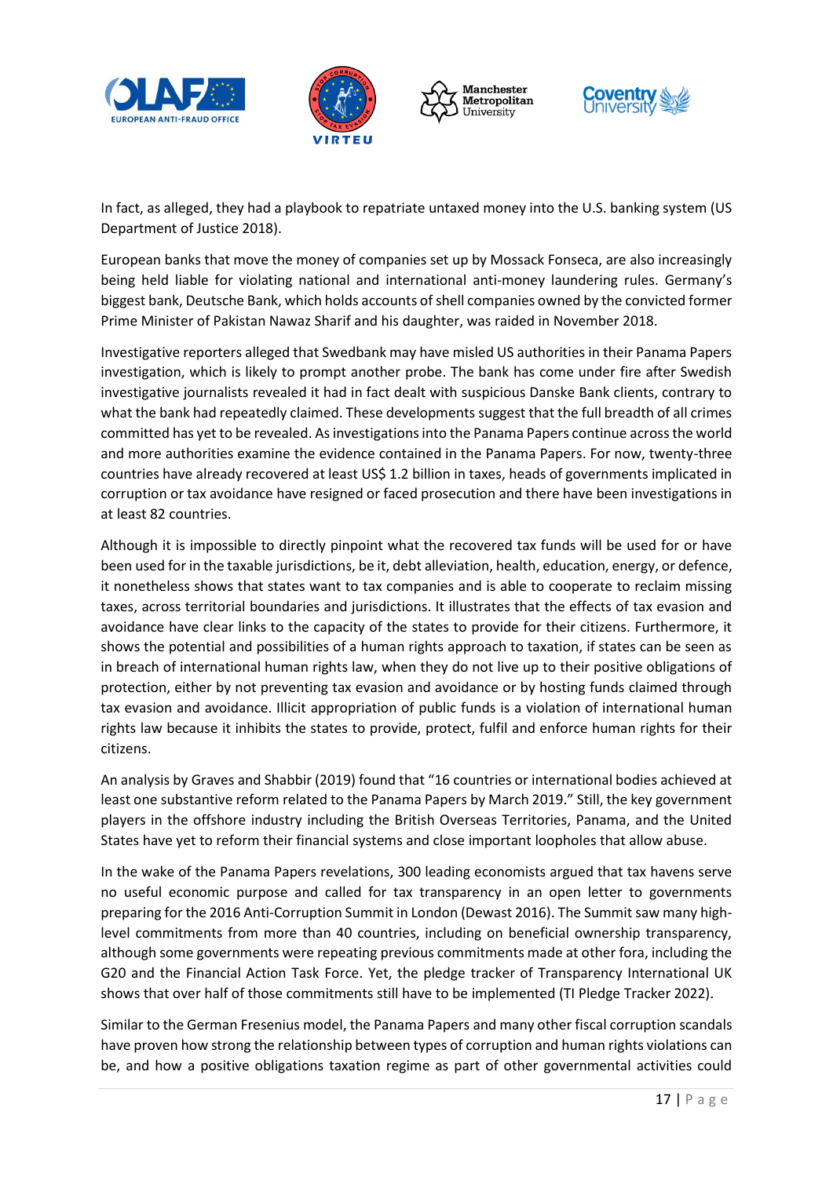In fact, as alleged, they had a playbook to repatriate untaxed money into the U.S. banking system (US Department of Justice 2018).

European banks that move the money of companies set up by Mossack Fonseca, are also increasingly being held liable for violating national and international anti-money laundering rules. Germany's biggest bank, Deutsche Bank, which holds accounts of shell companies owned by the convicted former Prime Minister of Pakistan Nawaz Sharif and his daughter, was raided in November 2018.

Investigative reporters alleged that Swedbank may have misled US authorities in their Panama Papers investigation, which is likely to prompt another probe. The bank has come under fire after Swedish investigative journalists revealed it had in fact dealt with suspicious Danske Bank clients, contrary to what the bank had repeatedly claimed. These developments suggest that the full breadth of all crimes committed has yet to be revealed. As investigations into the Panama Papers continue across the world and more authorities examine the evidence contained in the Panama Papers. For now, twenty-three countries have already recovered at least US$ 1.2 billion in taxes, heads of governments implicated in corruption or tax avoidance have resigned or faced prosecution and there have been investigations in at least 82 countries.

Although it is impossible to directly pinpoint what the recovered tax funds will be used for or have been used for in the taxable jurisdictions, be it, debt alleviation, health, education, energy, or defence, it nonetheless shows that states want to tax companies and is able to cooperate to reclaim missing taxes, across territorial boundaries and jurisdictions. It illustrates that the effects of tax evasion and avoidance have clear links to the capacity of the states to provide for their citizens. Furthermore, it shows the potential and possibilities of a human rights approach to taxation, if states can be seen as in breach of international human rights law, when they do not live up to their positive obligations of protection, either by not preventing tax evasion and avoidance or by hosting funds claimed through tax evasion and avoidance. Illicit appropriation of public funds is a violation of international human rights law because it inhibits the states to provide, protect, fulfil and enforce human rights for their citizens.

An analysis by Graves and Shabbir (2019) found that "16 countries or international bodies achieved at least one substantive reform related to the Panama Papers by March 2019." Still, the key government players in the offshore industry including the British Overseas Territories, Panama, and the United States have yet to reform their financial systems and close important loopholes that allow abuse.

In the wake of the Panama Papers revelations, 300 leading economists argued that tax havens serve no useful economic purpose and called for tax transparency in an open letter to governments preparing for the 2016 Anti-Corruption Summit in London (Dewast 2016). The Summit saw many high-level commitments from more than 40 countries, including on beneficial ownership transparency, although some governments were repeating previous commitments made at other fora, including the G20 and the Financial Action Task Force. Yet, the pledge tracker of Transparency International UK shows that over half of those commitments still have to be implemented (TI Pledge Tracker 2022).

Similar to the German Fresenius model, the Panama Papers and many other fiscal corruption scandals have proven how strong the relationship between types of corruption and human rights violations can be, and how a positive obligations taxation regime as part of other governmental activities could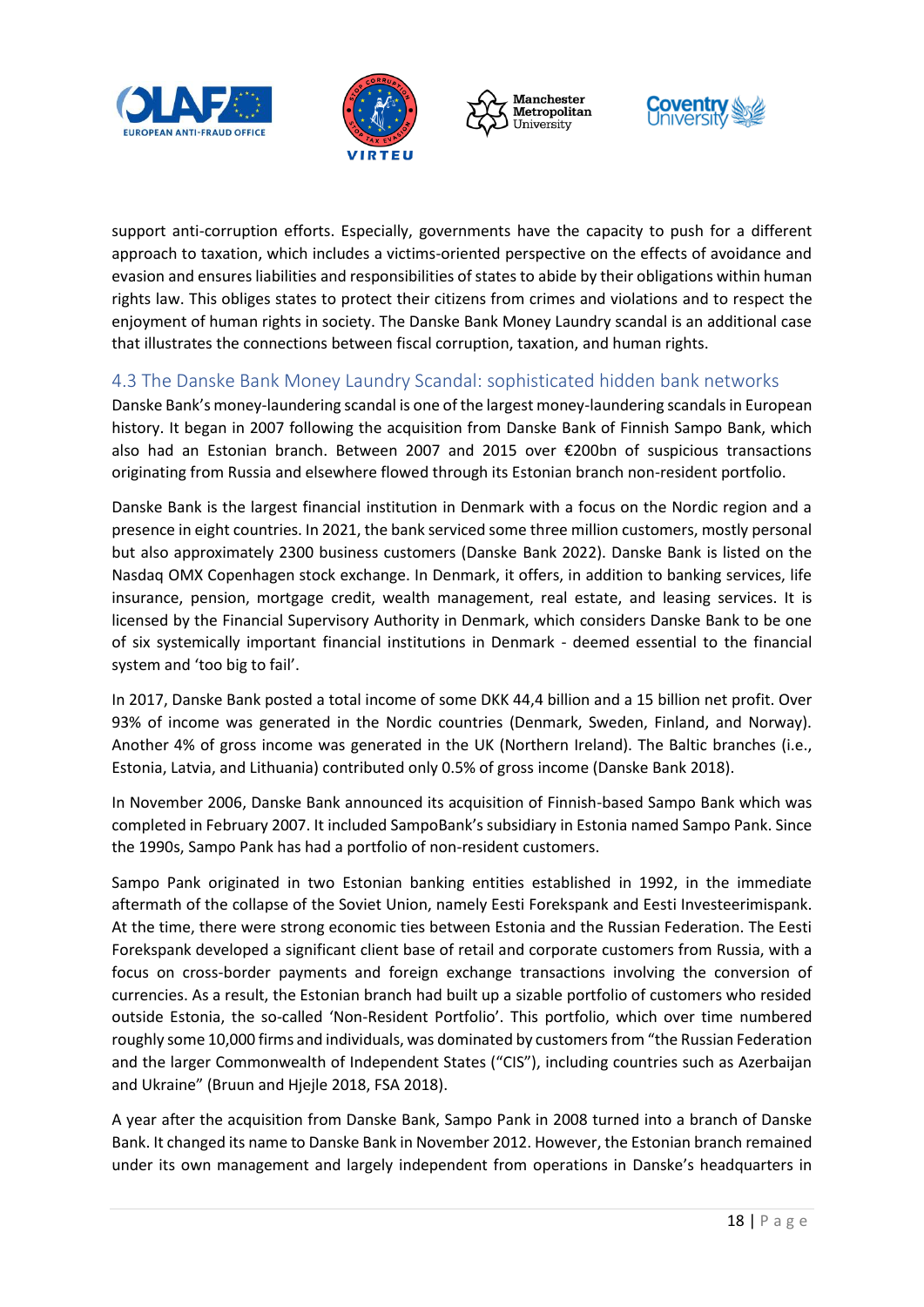support anti-corruption efforts. Especially, governments have the capacity to push for a different approach to taxation, which includes a victims-oriented perspective on the effects of avoidance and evasion and ensures liabilities and responsibilities of states to abide by their obligations within human rights law. This obliges states to protect their citizens from crimes and violations and to respect the enjoyment of human rights in society. The Danske Bank Money Laundry scandal is an additional case that illustrates the connections between fiscal corruption, taxation, and human rights.

## 4.3 The Danske Bank Money Laundry Scandal: sophisticated hidden bank networks

Danske Bank's money-laundering scandal is one of the largest money-laundering scandals in European history. It began in 2007 following the acquisition from Danske Bank of Finnish Sampo Bank, which also had an Estonian branch. Between 2007 and 2015 over €200bn of suspicious transactions originating from Russia and elsewhere flowed through its Estonian branch non-resident portfolio.

Danske Bank is the largest financial institution in Denmark with a focus on the Nordic region and a presence in eight countries. In 2021, the bank serviced some three million customers, mostly personal but also approximately 2300 business customers (Danske Bank 2022). Danske Bank is listed on the Nasdaq OMX Copenhagen stock exchange. In Denmark, it offers, in addition to banking services, life insurance, pension, mortgage credit, wealth management, real estate, and leasing services. It is licensed by the Financial Supervisory Authority in Denmark, which considers Danske Bank to be one of six systemically important financial institutions in Denmark - deemed essential to the financial system and 'too big to fail'.

In 2017, Danske Bank posted a total income of some DKK 44,4 billion and a 15 billion net profit. Over 93% of income was generated in the Nordic countries (Denmark, Sweden, Finland, and Norway). Another 4% of gross income was generated in the UK (Northern Ireland). The Baltic branches (i.e., Estonia, Latvia, and Lithuania) contributed only 0.5% of gross income (Danske Bank 2018).

In November 2006, Danske Bank announced its acquisition of Finnish-based Sampo Bank which was completed in February 2007. It included SampoBank's subsidiary in Estonia named Sampo Pank. Since the 1990s, Sampo Pank has had a portfolio of non-resident customers.

Sampo Pank originated in two Estonian banking entities established in 1992, in the immediate aftermath of the collapse of the Soviet Union, namely Eesti Forekspank and Eesti Investeerimispank. At the time, there were strong economic ties between Estonia and the Russian Federation. The Eesti Forekspank developed a significant client base of retail and corporate customers from Russia, with a focus on cross-border payments and foreign exchange transactions involving the conversion of currencies. As a result, the Estonian branch had built up a sizable portfolio of customers who resided outside Estonia, the so-called 'Non-Resident Portfolio'. This portfolio, which over time numbered roughly some 10,000 firms and individuals, was dominated by customers from "the Russian Federation and the larger Commonwealth of Independent States ("CIS"), including countries such as Azerbaijan and Ukraine" (Bruun and Hjejle 2018, FSA 2018).

A year after the acquisition from Danske Bank, Sampo Pank in 2008 turned into a branch of Danske Bank. It changed its name to Danske Bank in November 2012. However, the Estonian branch remained under its own management and largely independent from operations in Danske's headquarters in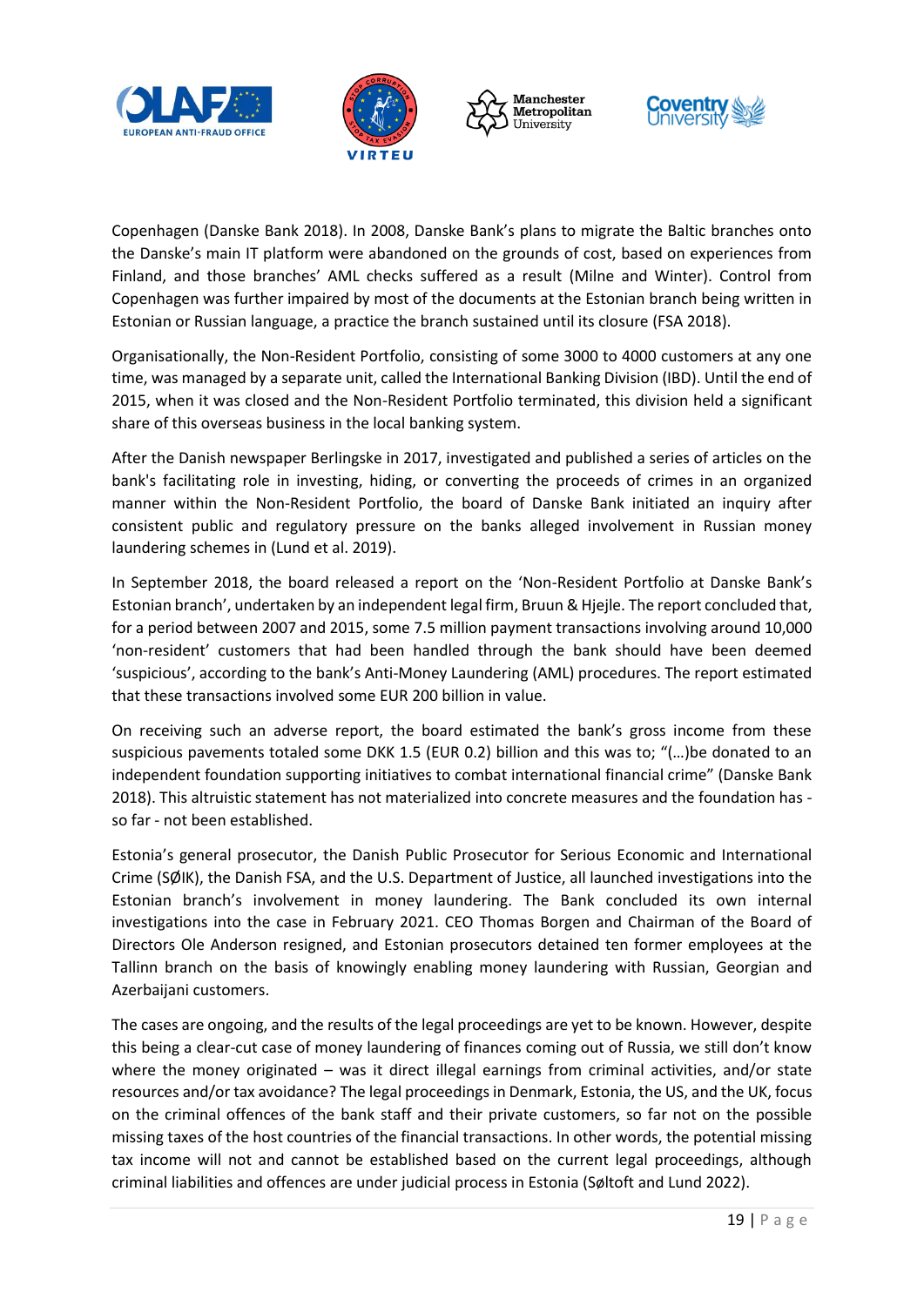Copenhagen (Danske Bank 2018). In 2008, Danske Bank's plans to migrate the Baltic branches onto the Danske's main IT platform were abandoned on the grounds of cost, based on experiences from Finland, and those branches' AML checks suffered as a result (Milne and Winter). Control from Copenhagen was further impaired by most of the documents at the Estonian branch being written in Estonian or Russian language, a practice the branch sustained until its closure (FSA 2018).

Organisationally, the Non-Resident Portfolio, consisting of some 3000 to 4000 customers at any one time, was managed by a separate unit, called the International Banking Division (IBD). Until the end of 2015, when it was closed and the Non-Resident Portfolio terminated, this division held a significant share of this overseas business in the local banking system.

After the Danish newspaper Berlingske in 2017, investigated and published a series of articles on the bank's facilitating role in investing, hiding, or converting the proceeds of crimes in an organized manner within the Non-Resident Portfolio, the board of Danske Bank initiated an inquiry after consistent public and regulatory pressure on the banks alleged involvement in Russian money laundering schemes in (Lund et al. 2019).

In September 2018, the board released a report on the 'Non-Resident Portfolio at Danske Bank's Estonian branch', undertaken by an independent legal firm, Bruun & Hjejle. The report concluded that, for a period between 2007 and 2015, some 7.5 million payment transactions involving around 10,000 'non-resident' customers that had been handled through the bank should have been deemed 'suspicious', according to the bank's Anti-Money Laundering (AML) procedures. The report estimated that these transactions involved some EUR 200 billion in value.

On receiving such an adverse report, the board estimated the bank's gross income from these suspicious pavements totaled some DKK 1.5 (EUR 0.2) billion and this was to; "(…)be donated to an independent foundation supporting initiatives to combat international financial crime" (Danske Bank 2018). This altruistic statement has not materialized into concrete measures and the foundation has - so far - not been established.

Estonia's general prosecutor, the Danish Public Prosecutor for Serious Economic and International Crime (SØIK), the Danish FSA, and the U.S. Department of Justice, all launched investigations into the Estonian branch's involvement in money laundering. The Bank concluded its own internal investigations into the case in February 2021. CEO Thomas Borgen and Chairman of the Board of Directors Ole Anderson resigned, and Estonian prosecutors detained ten former employees at the Tallinn branch on the basis of knowingly enabling money laundering with Russian, Georgian and Azerbaijani customers.

The cases are ongoing, and the results of the legal proceedings are yet to be known. However, despite this being a clear-cut case of money laundering of finances coming out of Russia, we still don't know where the money originated – was it direct illegal earnings from criminal activities, and/or state resources and/or tax avoidance? The legal proceedings in Denmark, Estonia, the US, and the UK, focus on the criminal offences of the bank staff and their private customers, so far not on the possible missing taxes of the host countries of the financial transactions. In other words, the potential missing tax income will not and cannot be established based on the current legal proceedings, although criminal liabilities and offences are under judicial process in Estonia (Søltoft and Lund 2022).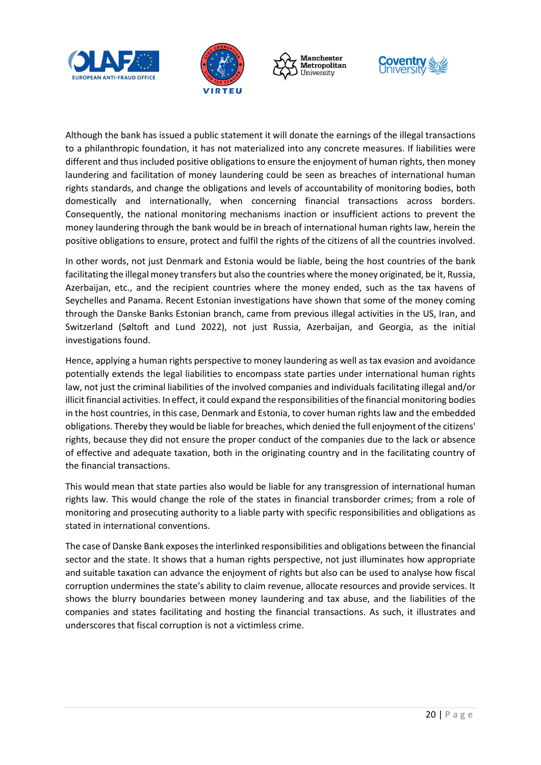Although the bank has issued a public statement it will donate the earnings of the illegal transactions to a philanthropic foundation, it has not materialized into any concrete measures. If liabilities were different and thus included positive obligations to ensure the enjoyment of human rights, then money laundering and facilitation of money laundering could be seen as breaches of international human rights standards, and change the obligations and levels of accountability of monitoring bodies, both domestically and internationally, when concerning financial transactions across borders. Consequently, the national monitoring mechanisms inaction or insufficient actions to prevent the money laundering through the bank would be in breach of international human rights law, herein the positive obligations to ensure, protect and fulfil the rights of the citizens of all the countries involved.

In other words, not just Denmark and Estonia would be liable, being the host countries of the bank facilitating the illegal money transfers but also the countries where the money originated, be it, Russia, Azerbaijan, etc., and the recipient countries where the money ended, such as the tax havens of Seychelles and Panama. Recent Estonian investigations have shown that some of the money coming through the Danske Banks Estonian branch, came from previous illegal activities in the US, Iran, and Switzerland (Søltoft and Lund 2022), not just Russia, Azerbaijan, and Georgia, as the initial investigations found.

Hence, applying a human rights perspective to money laundering as well as tax evasion and avoidance potentially extends the legal liabilities to encompass state parties under international human rights law, not just the criminal liabilities of the involved companies and individuals facilitating illegal and/or illicit financial activities. In effect, it could expand the responsibilities of the financial monitoring bodies in the host countries, in this case, Denmark and Estonia, to cover human rights law and the embedded obligations. Thereby they would be liable for breaches, which denied the full enjoyment of the citizens' rights, because they did not ensure the proper conduct of the companies due to the lack or absence of effective and adequate taxation, both in the originating country and in the facilitating country of the financial transactions.

This would mean that state parties also would be liable for any transgression of international human rights law. This would change the role of the states in financial transborder crimes; from a role of monitoring and prosecuting authority to a liable party with specific responsibilities and obligations as stated in international conventions.

The case of Danske Bank exposes the interlinked responsibilities and obligations between the financial sector and the state. It shows that a human rights perspective, not just illuminates how appropriate and suitable taxation can advance the enjoyment of rights but also can be used to analyse how fiscal corruption undermines the state's ability to claim revenue, allocate resources and provide services. It shows the blurry boundaries between money laundering and tax abuse, and the liabilities of the companies and states facilitating and hosting the financial transactions. As such, it illustrates and underscores that fiscal corruption is not a victimless crime.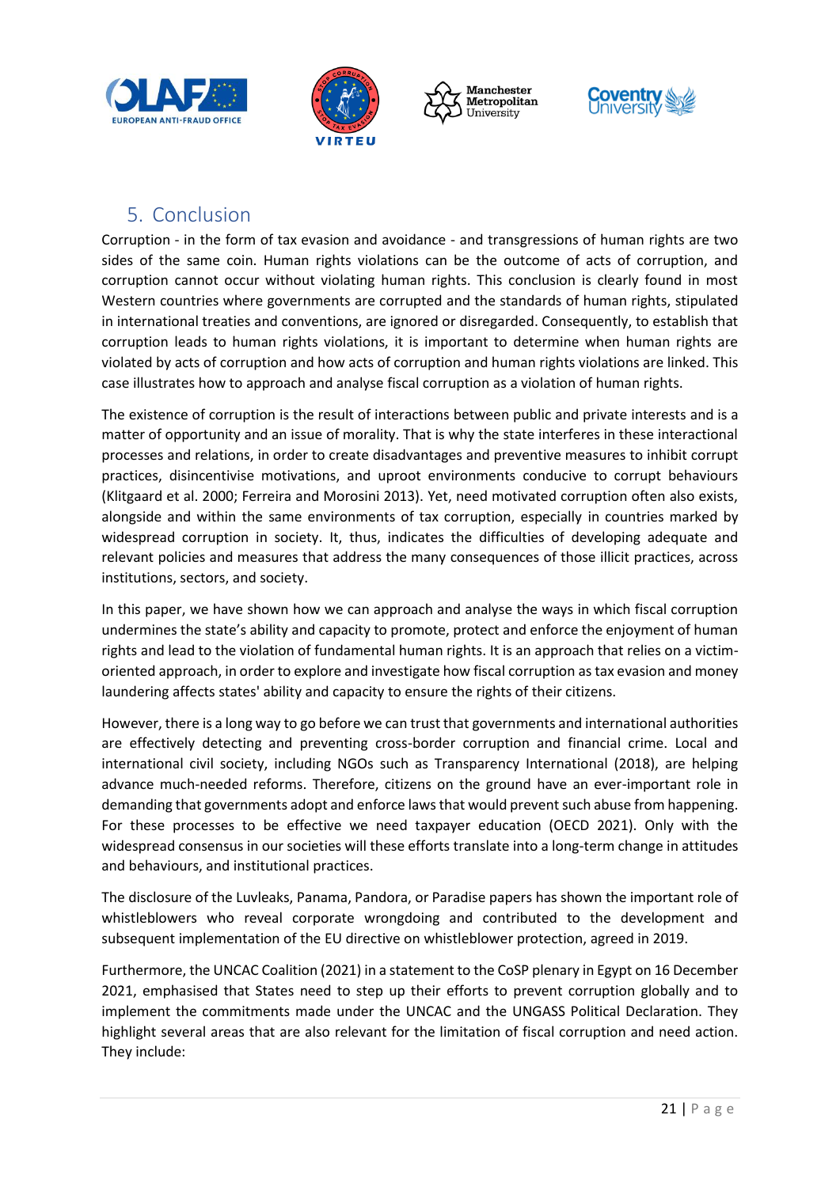## 5. Conclusion

Corruption - in the form of tax evasion and avoidance - and transgressions of human rights are two sides of the same coin. Human rights violations can be the outcome of acts of corruption, and corruption cannot occur without violating human rights. This conclusion is clearly found in most Western countries where governments are corrupted and the standards of human rights, stipulated in international treaties and conventions, are ignored or disregarded. Consequently, to establish that corruption leads to human rights violations, it is important to determine when human rights are violated by acts of corruption and how acts of corruption and human rights violations are linked. This case illustrates how to approach and analyse fiscal corruption as a violation of human rights.

The existence of corruption is the result of interactions between public and private interests and is a matter of opportunity and an issue of morality. That is why the state interferes in these interactional processes and relations, in order to create disadvantages and preventive measures to inhibit corrupt practices, disincentivise motivations, and uproot environments conducive to corrupt behaviours (Klitgaard et al. 2000; Ferreira and Morosini 2013). Yet, need motivated corruption often also exists, alongside and within the same environments of tax corruption, especially in countries marked by widespread corruption in society. It, thus, indicates the difficulties of developing adequate and relevant policies and measures that address the many consequences of those illicit practices, across institutions, sectors, and society.

In this paper, we have shown how we can approach and analyse the ways in which fiscal corruption undermines the state's ability and capacity to promote, protect and enforce the enjoyment of human rights and lead to the violation of fundamental human rights. It is an approach that relies on a victim-oriented approach, in order to explore and investigate how fiscal corruption as tax evasion and money laundering affects states' ability and capacity to ensure the rights of their citizens.

However, there is a long way to go before we can trust that governments and international authorities are effectively detecting and preventing cross-border corruption and financial crime. Local and international civil society, including NGOs such as Transparency International (2018), are helping advance much-needed reforms. Therefore, citizens on the ground have an ever-important role in demanding that governments adopt and enforce laws that would prevent such abuse from happening. For these processes to be effective we need taxpayer education (OECD 2021). Only with the widespread consensus in our societies will these efforts translate into a long-term change in attitudes and behaviours, and institutional practices.

The disclosure of the Luvleaks, Panama, Pandora, or Paradise papers has shown the important role of whistleblowers who reveal corporate wrongdoing and contributed to the development and subsequent implementation of the EU directive on whistleblower protection, agreed in 2019.

Furthermore, the UNCAC Coalition (2021) in a statement to the CoSP plenary in Egypt on 16 December 2021, emphasised that States need to step up their efforts to prevent corruption globally and to implement the commitments made under the UNCAC and the UNGASS Political Declaration. They highlight several areas that are also relevant for the limitation of fiscal corruption and need action. They include: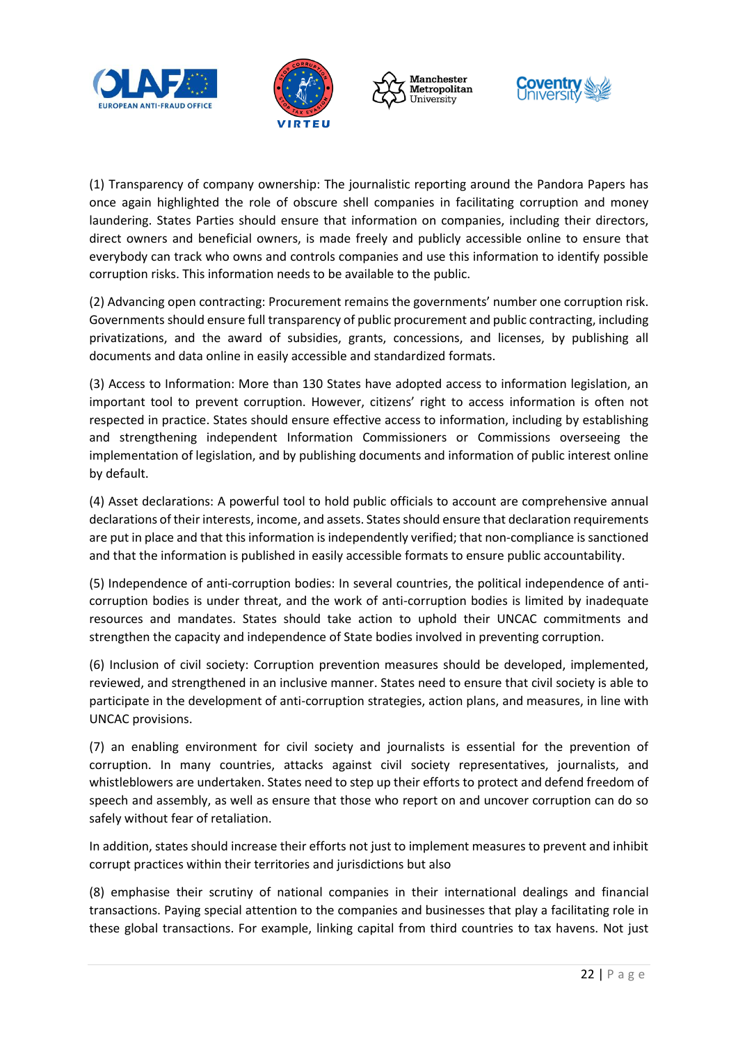(1) Transparency of company ownership: The journalistic reporting around the Pandora Papers has once again highlighted the role of obscure shell companies in facilitating corruption and money laundering. States Parties should ensure that information on companies, including their directors, direct owners and beneficial owners, is made freely and publicly accessible online to ensure that everybody can track who owns and controls companies and use this information to identify possible corruption risks. This information needs to be available to the public.

(2) Advancing open contracting: Procurement remains the governments' number one corruption risk. Governments should ensure full transparency of public procurement and public contracting, including privatizations, and the award of subsidies, grants, concessions, and licenses, by publishing all documents and data online in easily accessible and standardized formats.

(3) Access to Information: More than 130 States have adopted access to information legislation, an important tool to prevent corruption. However, citizens' right to access information is often not respected in practice. States should ensure effective access to information, including by establishing and strengthening independent Information Commissioners or Commissions overseeing the implementation of legislation, and by publishing documents and information of public interest online by default.

(4) Asset declarations: A powerful tool to hold public officials to account are comprehensive annual declarations of their interests, income, and assets. States should ensure that declaration requirements are put in place and that this information is independently verified; that non-compliance is sanctioned and that the information is published in easily accessible formats to ensure public accountability.

(5) Independence of anti-corruption bodies: In several countries, the political independence of anti-corruption bodies is under threat, and the work of anti-corruption bodies is limited by inadequate resources and mandates. States should take action to uphold their UNCAC commitments and strengthen the capacity and independence of State bodies involved in preventing corruption.

(6) Inclusion of civil society: Corruption prevention measures should be developed, implemented, reviewed, and strengthened in an inclusive manner. States need to ensure that civil society is able to participate in the development of anti-corruption strategies, action plans, and measures, in line with UNCAC provisions.

(7) an enabling environment for civil society and journalists is essential for the prevention of corruption. In many countries, attacks against civil society representatives, journalists, and whistleblowers are undertaken. States need to step up their efforts to protect and defend freedom of speech and assembly, as well as ensure that those who report on and uncover corruption can do so safely without fear of retaliation.

In addition, states should increase their efforts not just to implement measures to prevent and inhibit corrupt practices within their territories and jurisdictions but also

(8) emphasise their scrutiny of national companies in their international dealings and financial transactions. Paying special attention to the companies and businesses that play a facilitating role in these global transactions. For example, linking capital from third countries to tax havens. Not just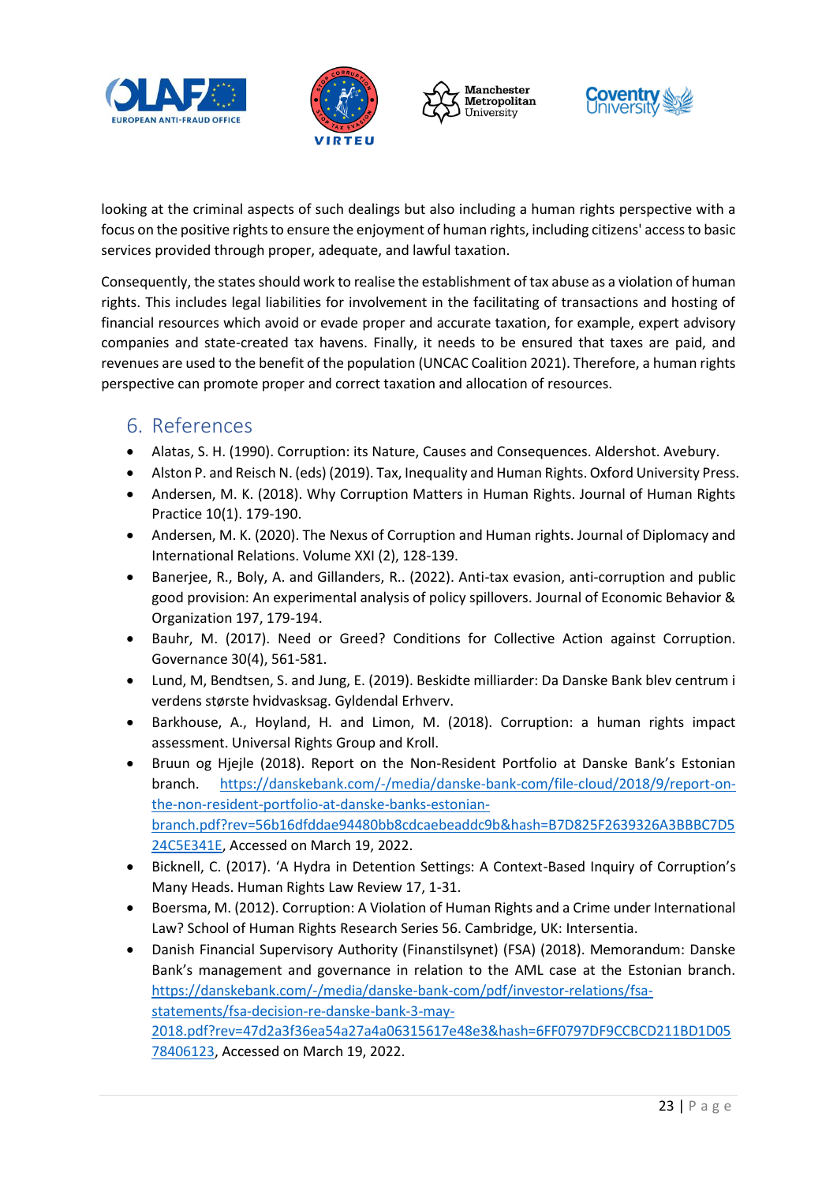looking at the criminal aspects of such dealings but also including a human rights perspective with a focus on the positive rights to ensure the enjoyment of human rights, including citizens' access to basic services provided through proper, adequate, and lawful taxation.

Consequently, the states should work to realise the establishment of tax abuse as a violation of human rights. This includes legal liabilities for involvement in the facilitating of transactions and hosting of financial resources which avoid or evade proper and accurate taxation, for example, expert advisory companies and state-created tax havens. Finally, it needs to be ensured that taxes are paid, and revenues are used to the benefit of the population (UNCAC Coalition 2021). Therefore, a human rights perspective can promote proper and correct taxation and allocation of resources.

## 6. References

- Alatas, S. H. (1990). Corruption: its Nature, Causes and Consequences. Aldershot. Avebury.
- Alston P. and Reisch N. (eds) (2019). Tax, Inequality and Human Rights. Oxford University Press.
- Andersen, M. K. (2018). Why Corruption Matters in Human Rights. Journal of Human Rights Practice 10(1). 179-190.
- Andersen, M. K. (2020). The Nexus of Corruption and Human rights. Journal of Diplomacy and International Relations. Volume XXI (2), 128-139.
- Banerjee, R., Boly, A. and Gillanders, R.. (2022). Anti-tax evasion, anti-corruption and public good provision: An experimental analysis of policy spillovers. Journal of Economic Behavior & Organization 197, 179-194.
- Bauhr, M. (2017). Need or Greed? Conditions for Collective Action against Corruption. Governance 30(4), 561-581.
- Lund, M, Bendtsen, S. and Jung, E. (2019). Beskidte milliarder: Da Danske Bank blev centrum i verdens største hvidvasksag. Gyldendal Erhverv.
- Barkhouse, A., Hoyland, H. and Limon, M. (2018). Corruption: a human rights impact assessment. Universal Rights Group and Kroll.
- Bruun og Hjejle (2018). Report on the Non-Resident Portfolio at Danske Bank's Estonian branch. https://danskebank.com/-/media/danske-bank-com/file-cloud/2018/9/report-on-the-non-resident-portfolio-at-danske-banks-estonian-branch.pdf?rev=56b16dfddae94480bb8cdcaebeaddc9b&hash=B7D825F2639326A3BBBC7D524C5E341E, Accessed on March 19, 2022.
- Bicknell, C. (2017). 'A Hydra in Detention Settings: A Context-Based Inquiry of Corruption's Many Heads. Human Rights Law Review 17, 1-31.
- Boersma, M. (2012). Corruption: A Violation of Human Rights and a Crime under International Law? School of Human Rights Research Series 56. Cambridge, UK: Intersentia.
- Danish Financial Supervisory Authority (Finanstilsynet) (FSA) (2018). Memorandum: Danske Bank's management and governance in relation to the AML case at the Estonian branch. https://danskebank.com/-/media/danske-bank-com/pdf/investor-relations/fsa-statements/fsa-decision-re-danske-bank-3-may-2018.pdf?rev=47d2a3f36ea54a27a4a06315617e48e3&hash=6FF0797DF9CCBCD211BD1D0578406123, Accessed on March 19, 2022.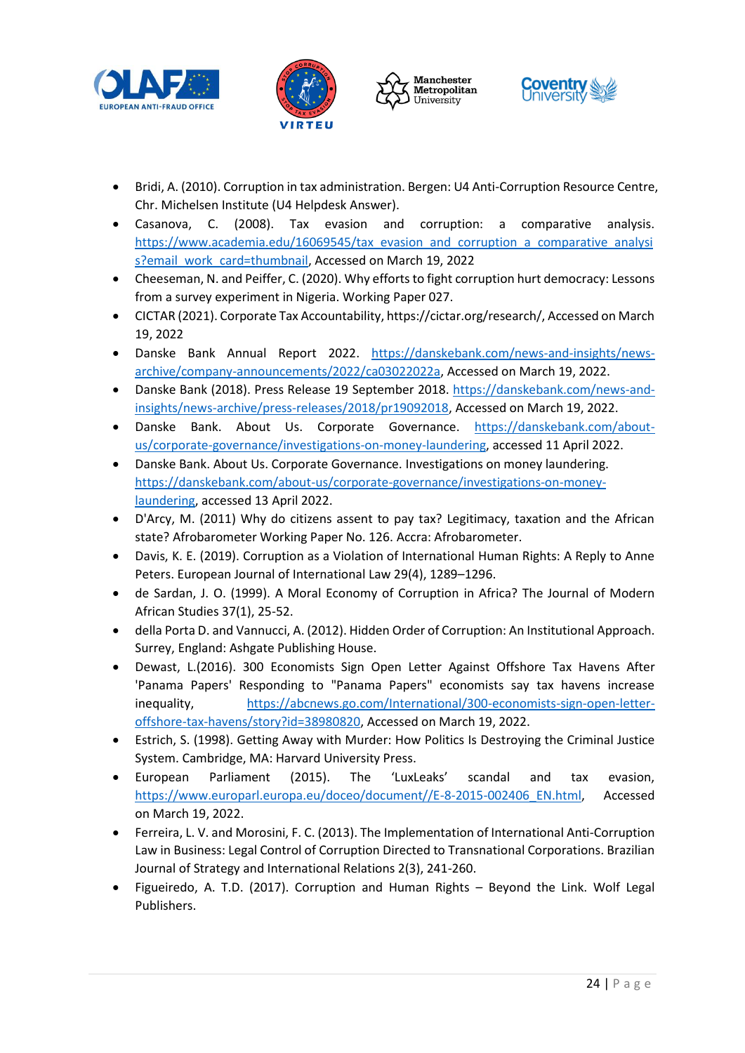- Bridi, A. (2010). Corruption in tax administration. Bergen: U4 Anti-Corruption Resource Centre, Chr. Michelsen Institute (U4 Helpdesk Answer).
- Casanova, C. (2008). Tax evasion and corruption: a comparative analysis. https://www.academia.edu/16069545/tax_evasion_and_corruption_a_comparative_analysis?email_work_card=thumbnail, Accessed on March 19, 2022
- Cheeseman, N. and Peiffer, C. (2020). Why efforts to fight corruption hurt democracy: Lessons from a survey experiment in Nigeria. Working Paper 027.
- CICTAR (2021). Corporate Tax Accountability, https://cictar.org/research/, Accessed on March 19, 2022
- Danske Bank Annual Report 2022. https://danskebank.com/news-and-insights/news-archive/company-announcements/2022/ca03022022a, Accessed on March 19, 2022.
- Danske Bank (2018). Press Release 19 September 2018. https://danskebank.com/news-and-insights/news-archive/press-releases/2018/pr19092018, Accessed on March 19, 2022.
- Danske Bank. About Us. Corporate Governance. https://danskebank.com/about-us/corporate-governance/investigations-on-money-laundering, accessed 11 April 2022.
- Danske Bank. About Us. Corporate Governance. Investigations on money laundering. https://danskebank.com/about-us/corporate-governance/investigations-on-money-laundering, accessed 13 April 2022.
- D'Arcy, M. (2011) Why do citizens assent to pay tax? Legitimacy, taxation and the African state? Afrobarometer Working Paper No. 126. Accra: Afrobarometer.
- Davis, K. E. (2019). Corruption as a Violation of International Human Rights: A Reply to Anne Peters. European Journal of International Law 29(4), 1289–1296.
- de Sardan, J. O. (1999). A Moral Economy of Corruption in Africa? The Journal of Modern African Studies 37(1), 25-52.
- della Porta D. and Vannucci, A. (2012). Hidden Order of Corruption: An Institutional Approach. Surrey, England: Ashgate Publishing House.
- Dewast, L.(2016). 300 Economists Sign Open Letter Against Offshore Tax Havens After 'Panama Papers' Responding to "Panama Papers" economists say tax havens increase inequality, https://abcnews.go.com/International/300-economists-sign-open-letter-offshore-tax-havens/story?id=38980820, Accessed on March 19, 2022.
- Estrich, S. (1998). Getting Away with Murder: How Politics Is Destroying the Criminal Justice System. Cambridge, MA: Harvard University Press.
- European Parliament (2015). The 'LuxLeaks' scandal and tax evasion, https://www.europarl.europa.eu/doceo/document//E-8-2015-002406_EN.html, Accessed on March 19, 2022.
- Ferreira, L. V. and Morosini, F. C. (2013). The Implementation of International Anti-Corruption Law in Business: Legal Control of Corruption Directed to Transnational Corporations. Brazilian Journal of Strategy and International Relations 2(3), 241-260.
- Figueiredo, A. T.D. (2017). Corruption and Human Rights – Beyond the Link. Wolf Legal Publishers.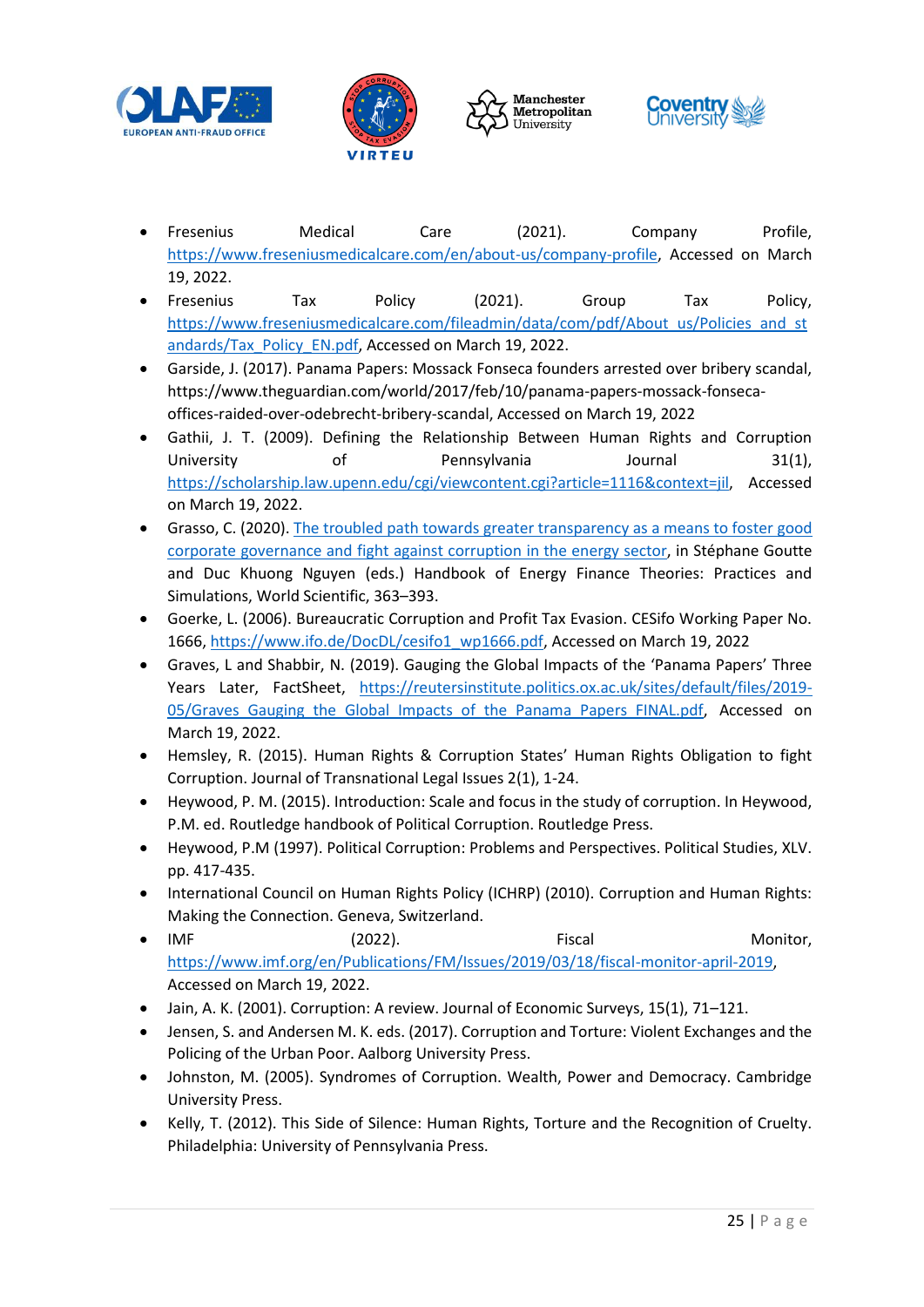- Fresenius Medical Care (2021). Company Profile, https://www.freseniusmedicalcare.com/en/about-us/company-profile, Accessed on March 19, 2022.
- Fresenius Tax Policy (2021). Group Tax Policy, https://www.freseniusmedicalcare.com/fileadmin/data/com/pdf/About_us/Policies_and_standards/Tax_Policy_EN.pdf, Accessed on March 19, 2022.
- Garside, J. (2017). Panama Papers: Mossack Fonseca founders arrested over bribery scandal, https://www.theguardian.com/world/2017/feb/10/panama-papers-mossack-fonseca-offices-raided-over-odebrecht-bribery-scandal, Accessed on March 19, 2022
- Gathii, J. T. (2009). Defining the Relationship Between Human Rights and Corruption University of Pennsylvania Journal 31(1), https://scholarship.law.upenn.edu/cgi/viewcontent.cgi?article=1116&context=jil, Accessed on March 19, 2022.
- Grasso, C. (2020). The troubled path towards greater transparency as a means to foster good corporate governance and fight against corruption in the energy sector, in Stéphane Goutte and Duc Khuong Nguyen (eds.) Handbook of Energy Finance Theories: Practices and Simulations, World Scientific, 363–393.
- Goerke, L. (2006). Bureaucratic Corruption and Profit Tax Evasion. CESifo Working Paper No. 1666, https://www.ifo.de/DocDL/cesifo1_wp1666.pdf, Accessed on March 19, 2022
- Graves, L and Shabbir, N. (2019). Gauging the Global Impacts of the 'Panama Papers' Three Years Later, FactSheet, https://reutersinstitute.politics.ox.ac.uk/sites/default/files/2019-05/Graves_Gauging_the_Global_Impacts_of_the_Panama_Papers_FINAL.pdf, Accessed on March 19, 2022.
- Hemsley, R. (2015). Human Rights & Corruption States' Human Rights Obligation to fight Corruption. Journal of Transnational Legal Issues 2(1), 1-24.
- Heywood, P. M. (2015). Introduction: Scale and focus in the study of corruption. In Heywood, P.M. ed. Routledge handbook of Political Corruption. Routledge Press.
- Heywood, P.M (1997). Political Corruption: Problems and Perspectives. Political Studies, XLV. pp. 417-435.
- International Council on Human Rights Policy (ICHRP) (2010). Corruption and Human Rights: Making the Connection. Geneva, Switzerland.
- IMF (2022). Fiscal Monitor, https://www.imf.org/en/Publications/FM/Issues/2019/03/18/fiscal-monitor-april-2019, Accessed on March 19, 2022.
- Jain, A. K. (2001). Corruption: A review. Journal of Economic Surveys, 15(1), 71–121.
- Jensen, S. and Andersen M. K. eds. (2017). Corruption and Torture: Violent Exchanges and the Policing of the Urban Poor. Aalborg University Press.
- Johnston, M. (2005). Syndromes of Corruption. Wealth, Power and Democracy. Cambridge University Press.
- Kelly, T. (2012). This Side of Silence: Human Rights, Torture and the Recognition of Cruelty. Philadelphia: University of Pennsylvania Press.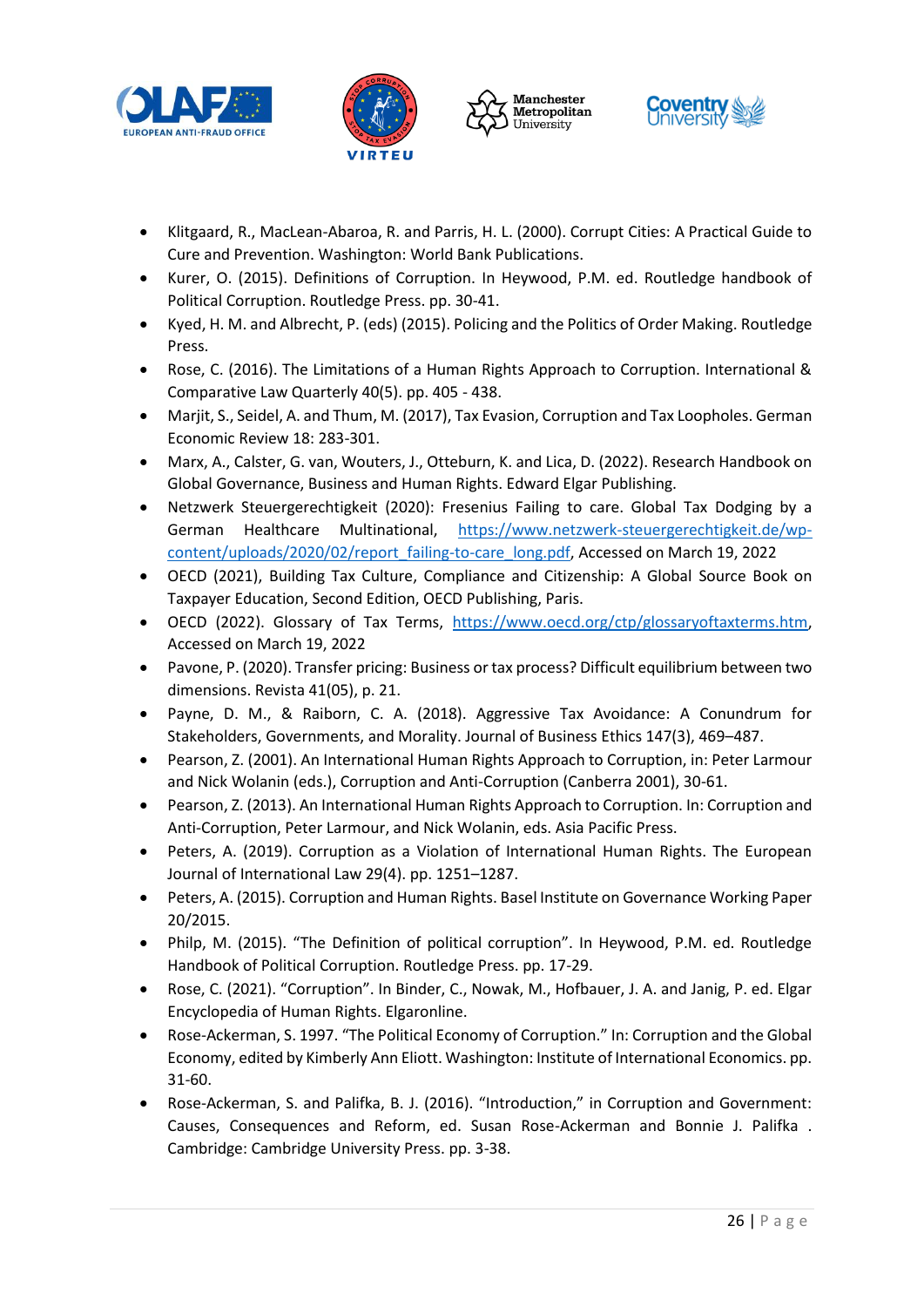- Klitgaard, R., MacLean-Abaroa, R. and Parris, H. L. (2000). Corrupt Cities: A Practical Guide to Cure and Prevention. Washington: World Bank Publications.
- Kurer, O. (2015). Definitions of Corruption. In Heywood, P.M. ed. Routledge handbook of Political Corruption. Routledge Press. pp. 30-41.
- Kyed, H. M. and Albrecht, P. (eds) (2015). Policing and the Politics of Order Making. Routledge Press.
- Rose, C. (2016). The Limitations of a Human Rights Approach to Corruption. International & Comparative Law Quarterly 40(5). pp. 405 - 438.
- Marjit, S., Seidel, A. and Thum, M. (2017), Tax Evasion, Corruption and Tax Loopholes. German Economic Review 18: 283-301.
- Marx, A., Calster, G. van, Wouters, J., Otteburn, K. and Lica, D. (2022). Research Handbook on Global Governance, Business and Human Rights. Edward Elgar Publishing.
- Netzwerk Steuergerechtigkeit (2020): Fresenius Failing to care. Global Tax Dodging by a German Healthcare Multinational, https://www.netzwerk-steuergerechtigkeit.de/wp-content/uploads/2020/02/report_failing-to-care_long.pdf, Accessed on March 19, 2022
- OECD (2021), Building Tax Culture, Compliance and Citizenship: A Global Source Book on Taxpayer Education, Second Edition, OECD Publishing, Paris.
- OECD (2022). Glossary of Tax Terms, https://www.oecd.org/ctp/glossaryoftaxterms.htm, Accessed on March 19, 2022
- Pavone, P. (2020). Transfer pricing: Business or tax process? Difficult equilibrium between two dimensions. Revista 41(05), p. 21.
- Payne, D. M., & Raiborn, C. A. (2018). Aggressive Tax Avoidance: A Conundrum for Stakeholders, Governments, and Morality. Journal of Business Ethics 147(3), 469–487.
- Pearson, Z. (2001). An International Human Rights Approach to Corruption, in: Peter Larmour and Nick Wolanin (eds.), Corruption and Anti-Corruption (Canberra 2001), 30-61.
- Pearson, Z. (2013). An International Human Rights Approach to Corruption. In: Corruption and Anti-Corruption, Peter Larmour, and Nick Wolanin, eds. Asia Pacific Press.
- Peters, A. (2019). Corruption as a Violation of International Human Rights. The European Journal of International Law 29(4). pp. 1251–1287.
- Peters, A. (2015). Corruption and Human Rights. Basel Institute on Governance Working Paper 20/2015.
- Philp, M. (2015). "The Definition of political corruption". In Heywood, P.M. ed. Routledge Handbook of Political Corruption. Routledge Press. pp. 17-29.
- Rose, C. (2021). "Corruption". In Binder, C., Nowak, M., Hofbauer, J. A. and Janig, P. ed. Elgar Encyclopedia of Human Rights. Elgaronline.
- Rose-Ackerman, S. 1997. "The Political Economy of Corruption." In: Corruption and the Global Economy, edited by Kimberly Ann Eliott. Washington: Institute of International Economics. pp. 31-60.
- Rose-Ackerman, S. and Palifka, B. J. (2016). "Introduction," in Corruption and Government: Causes, Consequences and Reform, ed. Susan Rose-Ackerman and Bonnie J. Palifka . Cambridge: Cambridge University Press. pp. 3-38.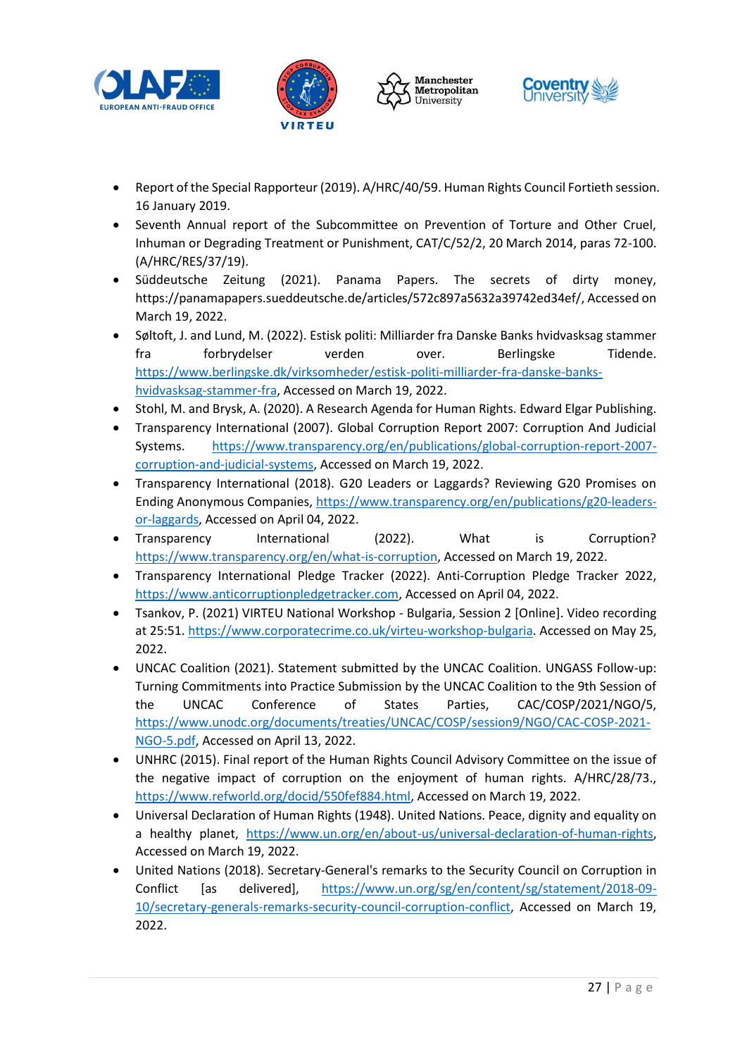- Report of the Special Rapporteur (2019). A/HRC/40/59. Human Rights Council Fortieth session. 16 January 2019.
- Seventh Annual report of the Subcommittee on Prevention of Torture and Other Cruel, Inhuman or Degrading Treatment or Punishment, CAT/C/52/2, 20 March 2014, paras 72-100. (A/HRC/RES/37/19).
- Süddeutsche Zeitung (2021). Panama Papers. The secrets of dirty money, https://panamapapers.sueddeutsche.de/articles/572c897a5632a39742ed34ef/, Accessed on March 19, 2022.
- Søltoft, J. and Lund, M. (2022). Estisk politi: Milliarder fra Danske Banks hvidvasksag stammer fra forbrydelser verden over. Berlingske Tidende. https://www.berlingske.dk/virksomheder/estisk-politi-milliarder-fra-danske-banks-hvidvasksag-stammer-fra, Accessed on March 19, 2022.
- Stohl, M. and Brysk, A. (2020). A Research Agenda for Human Rights. Edward Elgar Publishing.
- Transparency International (2007). Global Corruption Report 2007: Corruption And Judicial Systems. https://www.transparency.org/en/publications/global-corruption-report-2007-corruption-and-judicial-systems, Accessed on March 19, 2022.
- Transparency International (2018). G20 Leaders or Laggards? Reviewing G20 Promises on Ending Anonymous Companies, https://www.transparency.org/en/publications/g20-leaders-or-laggards, Accessed on April 04, 2022.
- Transparency International (2022). What is Corruption? https://www.transparency.org/en/what-is-corruption, Accessed on March 19, 2022.
- Transparency International Pledge Tracker (2022). Anti-Corruption Pledge Tracker 2022, https://www.anticorruptionpledgetracker.com, Accessed on April 04, 2022.
- Tsankov, P. (2021) VIRTEU National Workshop - Bulgaria, Session 2 [Online]. Video recording at 25:51. https://www.corporatecrime.co.uk/virteu-workshop-bulgaria. Accessed on May 25, 2022.
- UNCAC Coalition (2021). Statement submitted by the UNCAC Coalition. UNGASS Follow-up: Turning Commitments into Practice Submission by the UNCAC Coalition to the 9th Session of the UNCAC Conference of States Parties, CAC/COSP/2021/NGO/5, https://www.unodc.org/documents/treaties/UNCAC/COSP/session9/NGO/CAC-COSP-2021-NGO-5.pdf, Accessed on April 13, 2022.
- UNHRC (2015). Final report of the Human Rights Council Advisory Committee on the issue of the negative impact of corruption on the enjoyment of human rights. A/HRC/28/73., https://www.refworld.org/docid/550fef884.html, Accessed on March 19, 2022.
- Universal Declaration of Human Rights (1948). United Nations. Peace, dignity and equality on a healthy planet, https://www.un.org/en/about-us/universal-declaration-of-human-rights, Accessed on March 19, 2022.
- United Nations (2018). Secretary-General's remarks to the Security Council on Corruption in Conflict [as delivered], https://www.un.org/sg/en/content/sg/statement/2018-09-10/secretary-generals-remarks-security-council-corruption-conflict, Accessed on March 19, 2022.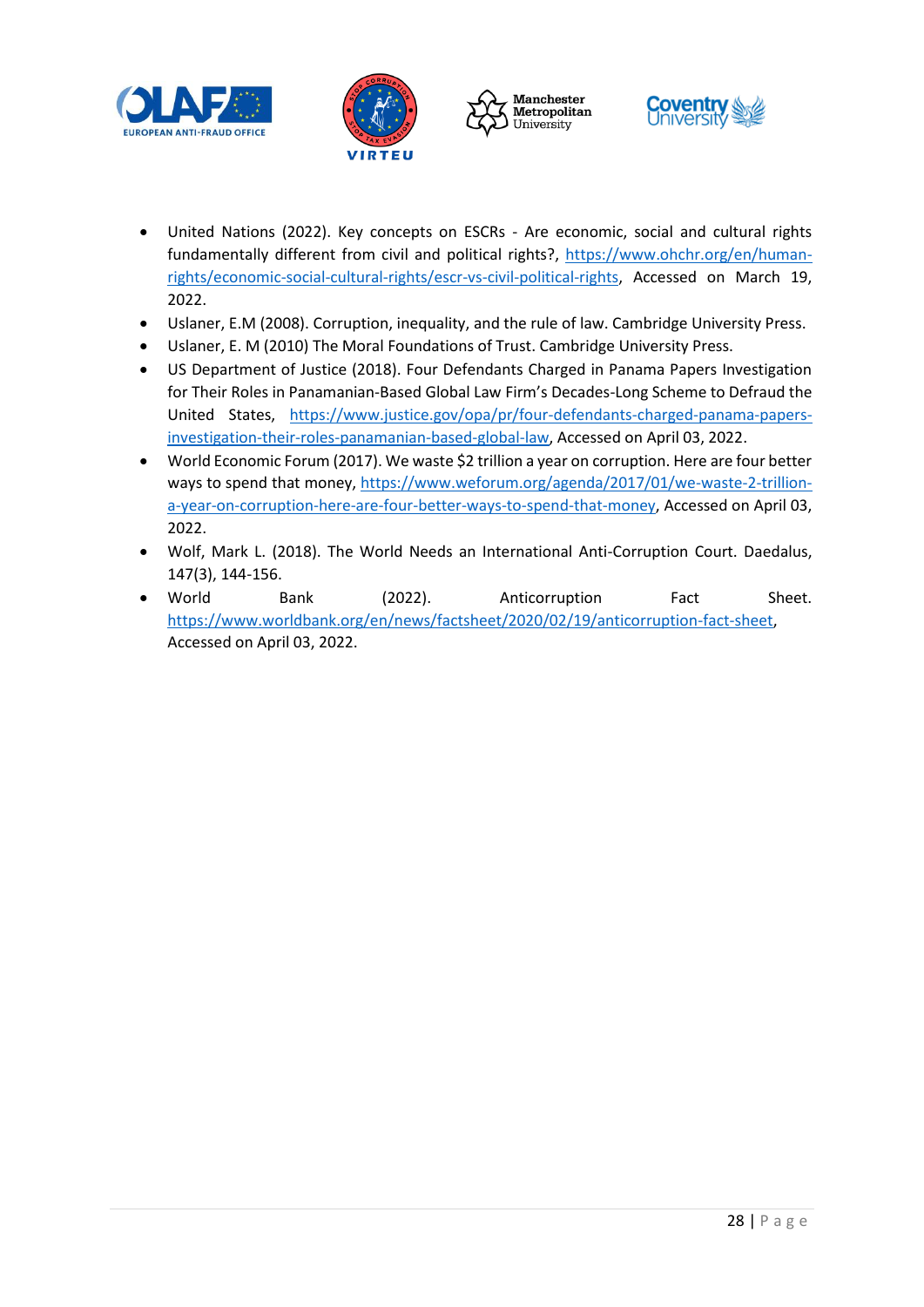- United Nations (2022). Key concepts on ESCRs - Are economic, social and cultural rights fundamentally different from civil and political rights?, https://www.ohchr.org/en/human-rights/economic-social-cultural-rights/escr-vs-civil-political-rights, Accessed on March 19, 2022.
- Uslaner, E.M (2008). Corruption, inequality, and the rule of law. Cambridge University Press.
- Uslaner, E. M (2010) The Moral Foundations of Trust. Cambridge University Press.
- US Department of Justice (2018). Four Defendants Charged in Panama Papers Investigation for Their Roles in Panamanian-Based Global Law Firm's Decades-Long Scheme to Defraud the United States, https://www.justice.gov/opa/pr/four-defendants-charged-panama-papers-investigation-their-roles-panamanian-based-global-law, Accessed on April 03, 2022.
- World Economic Forum (2017). We waste $2 trillion a year on corruption. Here are four better ways to spend that money, https://www.weforum.org/agenda/2017/01/we-waste-2-trillion-a-year-on-corruption-here-are-four-better-ways-to-spend-that-money, Accessed on April 03, 2022.
- Wolf, Mark L. (2018). The World Needs an International Anti-Corruption Court. Daedalus, 147(3), 144-156.
- World Bank (2022). Anticorruption Fact Sheet. https://www.worldbank.org/en/news/factsheet/2020/02/19/anticorruption-fact-sheet, Accessed on April 03, 2022.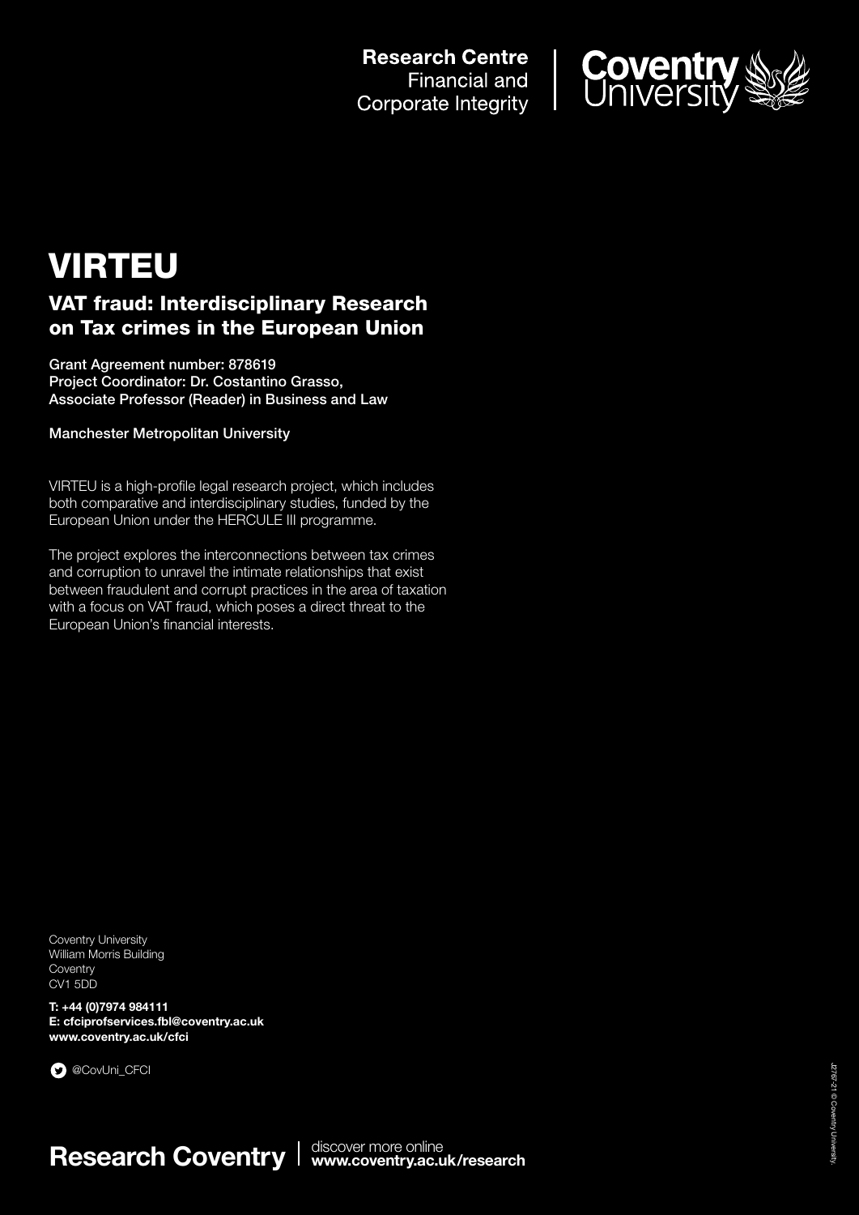**Research Centre**
Financial and
Corporate Integrity

Coventry University

# VIRTEU

## VAT fraud: Interdisciplinary Research on Tax crimes in the European Union

Grant Agreement number: 878619
Project Coordinator: Dr. Costantino Grasso,
Associate Professor (Reader) in Business and Law

Manchester Metropolitan University

VIRTEU is a high-profile legal research project, which includes both comparative and interdisciplinary studies, funded by the European Union under the HERCULE III programme.

The project explores the interconnections between tax crimes and corruption to unravel the intimate relationships that exist between fraudulent and corrupt practices in the area of taxation with a focus on VAT fraud, which poses a direct threat to the European Union's financial interests.

Coventry University
William Morris Building
Coventry
CV1 5DD

**T: +44 (0)7974 984111**
**E: cfciprofservices.fbl@coventry.ac.uk**
**www.coventry.ac.uk/cfci**

@CovUni_CFCI

J2767-21 © Coventry University.

**Research Coventry** | discover more online **www.coventry.ac.uk/research**